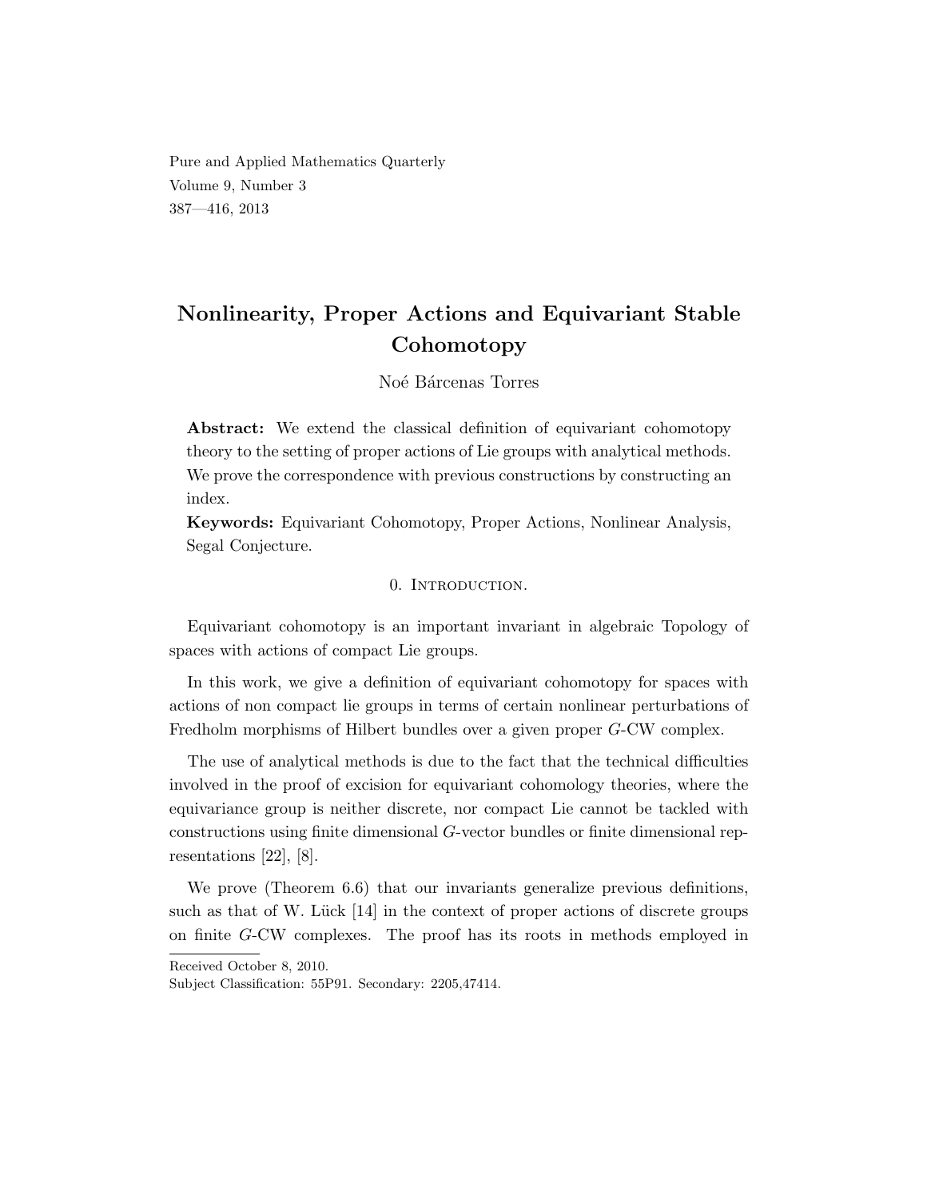Pure and Applied Mathematics Quarterly
Volume 9, Number 3
387—416, 2013

# Nonlinearity, Proper Actions and Equivariant Stable Cohomotopy

Noé Bárcenas Torres

**Abstract:** We extend the classical definition of equivariant cohomotopy theory to the setting of proper actions of Lie groups with analytical methods. We prove the correspondence with previous constructions by constructing an index.

**Keywords:** Equivariant Cohomotopy, Proper Actions, Nonlinear Analysis, Segal Conjecture.

## 0. Introduction.

Equivariant cohomotopy is an important invariant in algebraic Topology of spaces with actions of compact Lie groups.

In this work, we give a definition of equivariant cohomotopy for spaces with actions of non compact lie groups in terms of certain nonlinear perturbations of Fredholm morphisms of Hilbert bundles over a given proper $G$-CW complex.

The use of analytical methods is due to the fact that the technical difficulties involved in the proof of excision for equivariant cohomology theories, where the equivariance group is neither discrete, nor compact Lie cannot be tackled with constructions using finite dimensional $G$-vector bundles or finite dimensional representations [22], [8].

We prove (Theorem 6.6) that our invariants generalize previous definitions, such as that of W. Lück [14] in the context of proper actions of discrete groups on finite $G$-CW complexes. The proof has its roots in methods employed in

Received October 8, 2010.
Subject Classification: 55P91. Secondary: 2205,47414.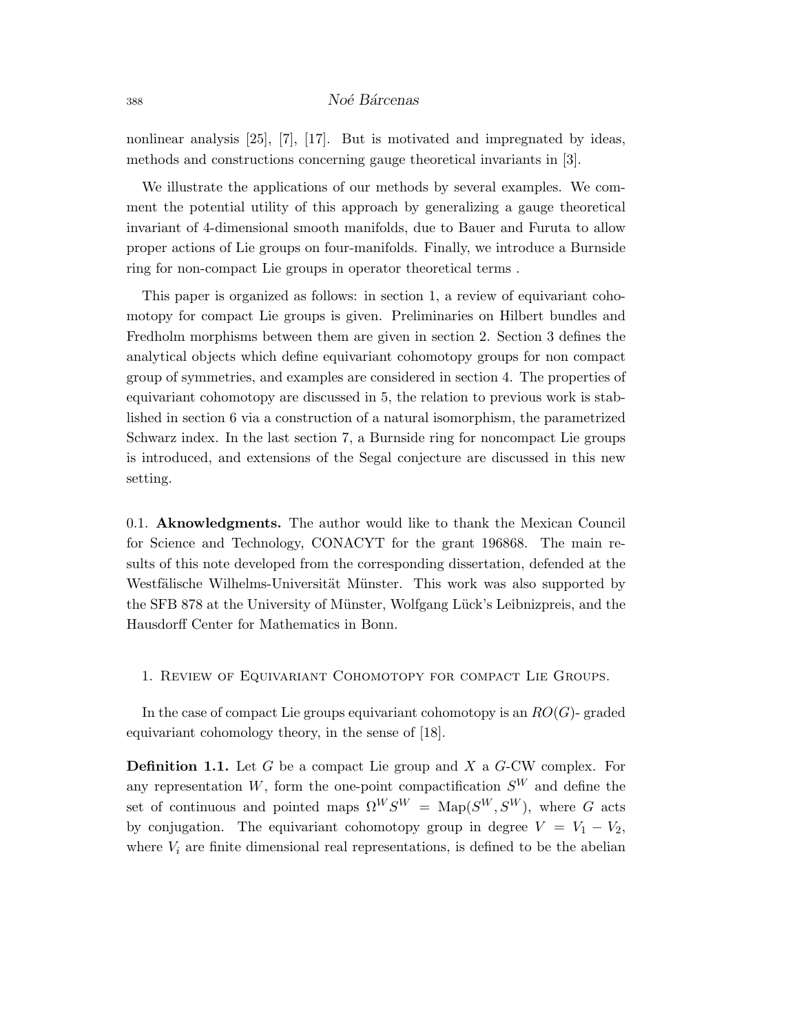nonlinear analysis [25], [7], [17]. But is motivated and impregnated by ideas, methods and constructions concerning gauge theoretical invariants in [3].

We illustrate the applications of our methods by several examples. We comment the potential utility of this approach by generalizing a gauge theoretical invariant of 4-dimensional smooth manifolds, due to Bauer and Furuta to allow proper actions of Lie groups on four-manifolds. Finally, we introduce a Burnside ring for non-compact Lie groups in operator theoretical terms .

This paper is organized as follows: in section 1, a review of equivariant cohomotopy for compact Lie groups is given. Preliminaries on Hilbert bundles and Fredholm morphisms between them are given in section 2. Section 3 defines the analytical objects which define equivariant cohomotopy groups for non compact group of symmetries, and examples are considered in section 4. The properties of equivariant cohomotopy are discussed in 5, the relation to previous work is stablished in section 6 via a construction of a natural isomorphism, the parametrized Schwarz index. In the last section 7, a Burnside ring for noncompact Lie groups is introduced, and extensions of the Segal conjecture are discussed in this new setting.

0.1. **Aknowledgments.** The author would like to thank the Mexican Council for Science and Technology, CONACYT for the grant 196868. The main results of this note developed from the corresponding dissertation, defended at the Westfälische Wilhelms-Universität Münster. This work was also supported by the SFB 878 at the University of Münster, Wolfgang Lück's Leibnizpreis, and the Hausdorff Center for Mathematics in Bonn.

## 1. Review of Equivariant Cohomotopy for compact Lie Groups.

In the case of compact Lie groups equivariant cohomotopy is an $RO(G)$- graded equivariant cohomology theory, in the sense of [18].

**Definition 1.1.** Let $G$ be a compact Lie group and $X$ a $G$-CW complex. For any representation $W$, form the one-point compactification $S^W$ and define the set of continuous and pointed maps $\Omega^W S^W = \mathrm{Map}(S^W, S^W)$, where $G$ acts by conjugation. The equivariant cohomotopy group in degree $V = V_1 - V_2$, where $V_i$ are finite dimensional real representations, is defined to be the abelian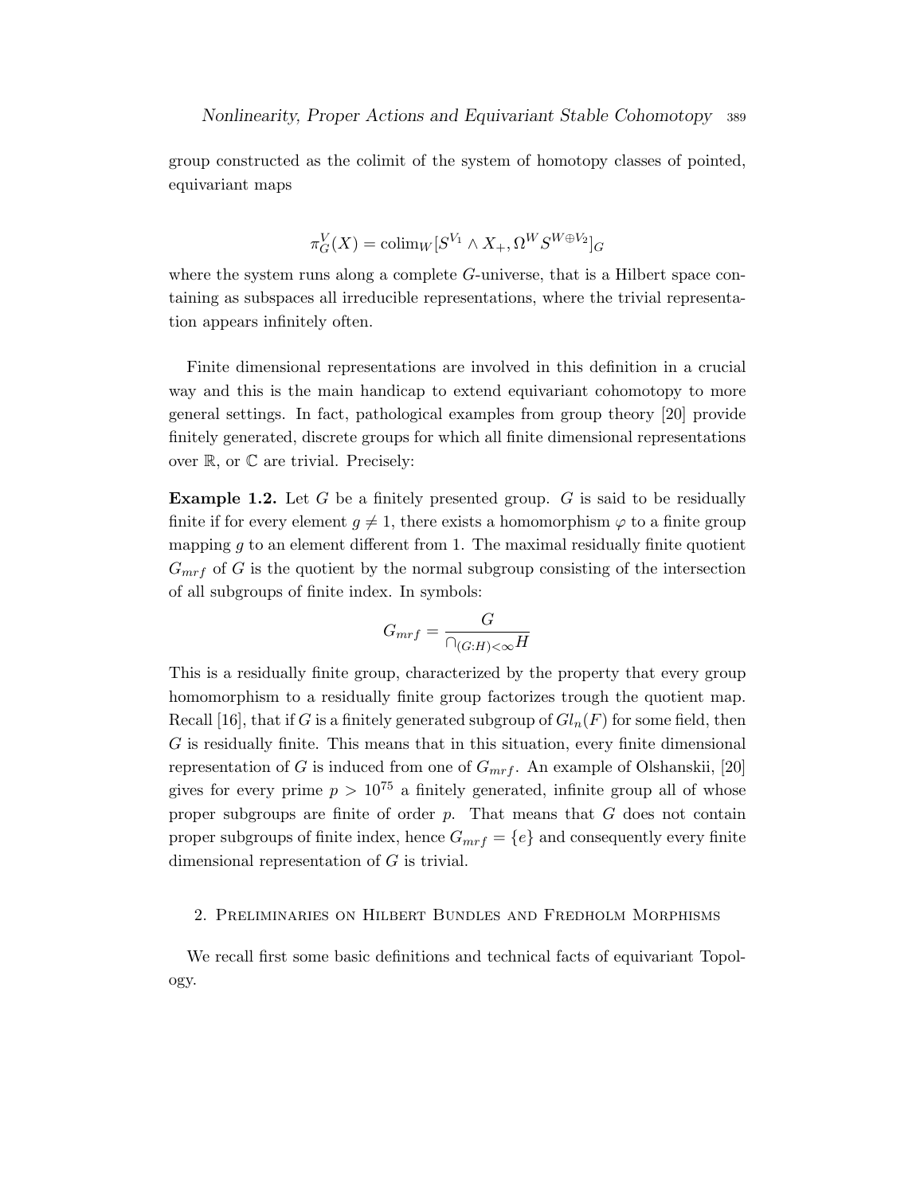group constructed as the colimit of the system of homotopy classes of pointed, equivariant maps

$$\pi^V_G(X) = \text{colim}_W[S^{V_1} \wedge X_+, \Omega^W S^{W \oplus V_2}]_G$$

where the system runs along a complete $G$-universe, that is a Hilbert space containing as subspaces all irreducible representations, where the trivial representation appears infinitely often.

Finite dimensional representations are involved in this definition in a crucial way and this is the main handicap to extend equivariant cohomotopy to more general settings. In fact, pathological examples from group theory [20] provide finitely generated, discrete groups for which all finite dimensional representations over $\mathbb{R}$, or $\mathbb{C}$ are trivial. Precisely:

**Example 1.2.** Let $G$ be a finitely presented group. $G$ is said to be residually finite if for every element $g \neq 1$, there exists a homomorphism $\varphi$ to a finite group mapping $g$ to an element different from 1. The maximal residually finite quotient $G_{mrf}$ of $G$ is the quotient by the normal subgroup consisting of the intersection of all subgroups of finite index. In symbols:

$$G_{mrf} = \frac{G}{\cap_{(G:H)<\infty} H}$$

This is a residually finite group, characterized by the property that every group homomorphism to a residually finite group factorizes trough the quotient map. Recall [16], that if $G$ is a finitely generated subgroup of $Gl_n(F)$ for some field, then $G$ is residually finite. This means that in this situation, every finite dimensional representation of $G$ is induced from one of $G_{mrf}$. An example of Olshanskii, [20] gives for every prime $p > 10^{75}$ a finitely generated, infinite group all of whose proper subgroups are finite of order $p$. That means that $G$ does not contain proper subgroups of finite index, hence $G_{mrf} = \{e\}$ and consequently every finite dimensional representation of $G$ is trivial.

## 2. Preliminaries on Hilbert Bundles and Fredholm Morphisms

We recall first some basic definitions and technical facts of equivariant Topology.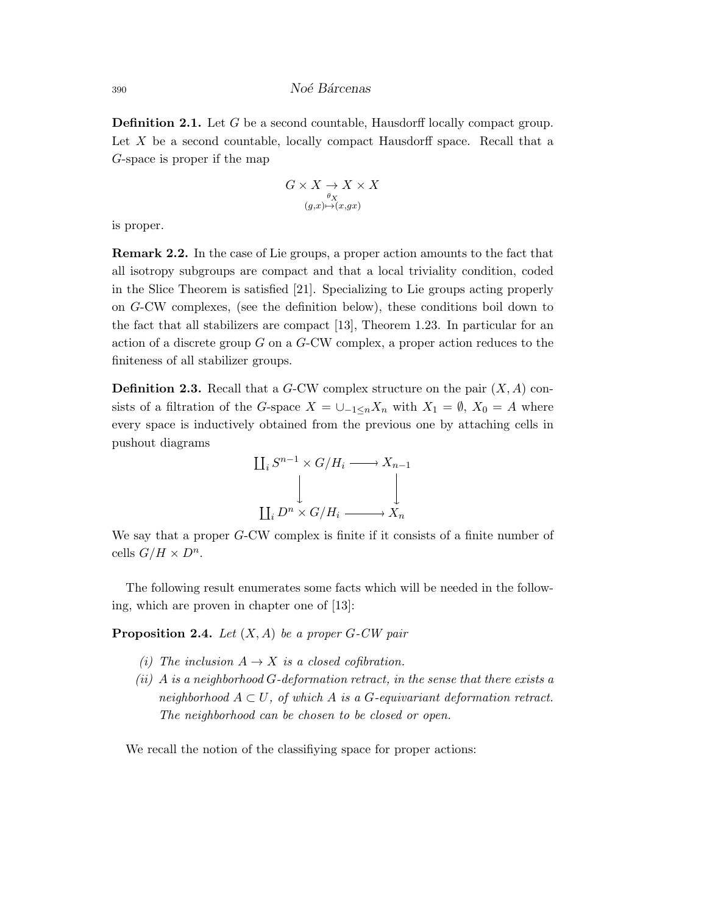**Definition 2.1.** Let $G$ be a second countable, Hausdorff locally compact group. Let $X$ be a second countable, locally compact Hausdorff space. Recall that a $G$-space is proper if the map

$$G \times X \underset{\substack{\theta_X \\ (g,x) \mapsto (x,gx)}}{\rightarrow} X \times X$$

is proper.

**Remark 2.2.** In the case of Lie groups, a proper action amounts to the fact that all isotropy subgroups are compact and that a local triviality condition, coded in the Slice Theorem is satisfied [21]. Specializing to Lie groups acting properly on $G$-CW complexes, (see the definition below), these conditions boil down to the fact that all stabilizers are compact [13], Theorem 1.23. In particular for an action of a discrete group $G$ on a $G$-CW complex, a proper action reduces to the finiteness of all stabilizer groups.

**Definition 2.3.** Recall that a $G$-CW complex structure on the pair $(X, A)$ consists of a filtration of the $G$-space $X = \cup_{-1 \leq n} X_n$ with $X_1 = \emptyset$, $X_0 = A$ where every space is inductively obtained from the previous one by attaching cells in pushout diagrams

$$\begin{array}{ccc}
\coprod_i S^{n-1} \times G/H_i & \longrightarrow & X_{n-1} \\
\big\downarrow & & \big\downarrow \\
\coprod_i D^n \times G/H_i & \longrightarrow & X_n
\end{array}$$

We say that a proper $G$-CW complex is finite if it consists of a finite number of cells $G/H \times D^n$.

The following result enumerates some facts which will be needed in the following, which are proven in chapter one of [13]:

**Proposition 2.4.** *Let $(X, A)$ be a proper $G$-CW pair*

*(i) The inclusion $A \to X$ is a closed cofibration.*

*(ii) $A$ is a neighborhood $G$-deformation retract, in the sense that there exists a neighborhood $A \subset U$, of which $A$ is a $G$-equivariant deformation retract. The neighborhood can be chosen to be closed or open.*

We recall the notion of the classifiying space for proper actions: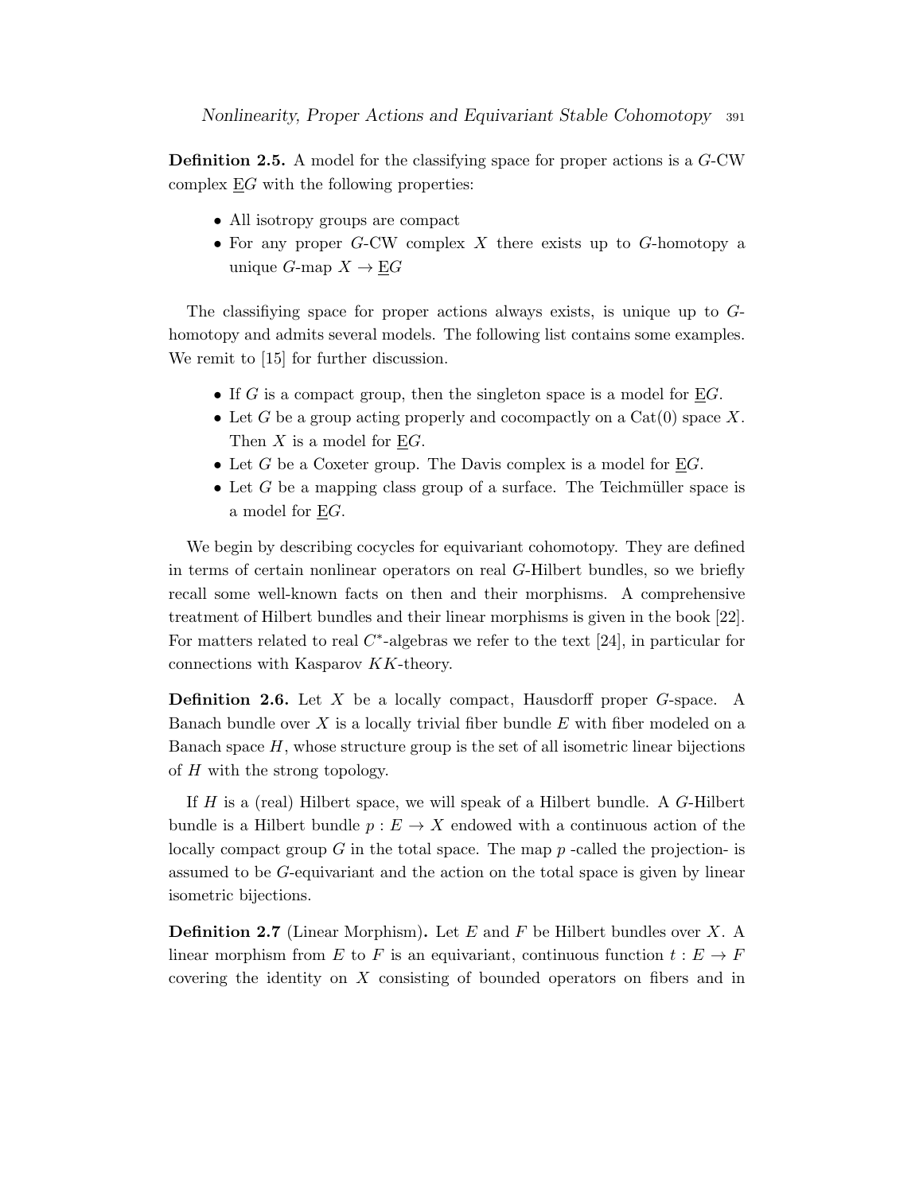**Definition 2.5.** A model for the classifying space for proper actions is a $G$-CW complex $\underline{E}G$ with the following properties:

- All isotropy groups are compact
- For any proper $G$-CW complex $X$ there exists up to $G$-homotopy a unique $G$-map $X \to \underline{E}G$

The classifiying space for proper actions always exists, is unique up to $G$-homotopy and admits several models. The following list contains some examples. We remit to [15] for further discussion.

- If $G$ is a compact group, then the singleton space is a model for $\underline{E}G$.
- Let $G$ be a group acting properly and cocompactly on a Cat(0) space $X$. Then $X$ is a model for $\underline{E}G$.
- Let $G$ be a Coxeter group. The Davis complex is a model for $\underline{E}G$.
- Let $G$ be a mapping class group of a surface. The Teichmüller space is a model for $\underline{E}G$.

We begin by describing cocycles for equivariant cohomotopy. They are defined in terms of certain nonlinear operators on real $G$-Hilbert bundles, so we briefly recall some well-known facts on then and their morphisms. A comprehensive treatment of Hilbert bundles and their linear morphisms is given in the book [22]. For matters related to real $C^*$-algebras we refer to the text [24], in particular for connections with Kasparov $KK$-theory.

**Definition 2.6.** Let $X$ be a locally compact, Hausdorff proper $G$-space. A Banach bundle over $X$ is a locally trivial fiber bundle $E$ with fiber modeled on a Banach space $H$, whose structure group is the set of all isometric linear bijections of $H$ with the strong topology.

If $H$ is a (real) Hilbert space, we will speak of a Hilbert bundle. A $G$-Hilbert bundle is a Hilbert bundle $p : E \to X$ endowed with a continuous action of the locally compact group $G$ in the total space. The map $p$ -called the projection- is assumed to be $G$-equivariant and the action on the total space is given by linear isometric bijections.

**Definition 2.7** (Linear Morphism)**.** Let $E$ and $F$ be Hilbert bundles over $X$. A linear morphism from $E$ to $F$ is an equivariant, continuous function $t : E \to F$ covering the identity on $X$ consisting of bounded operators on fibers and in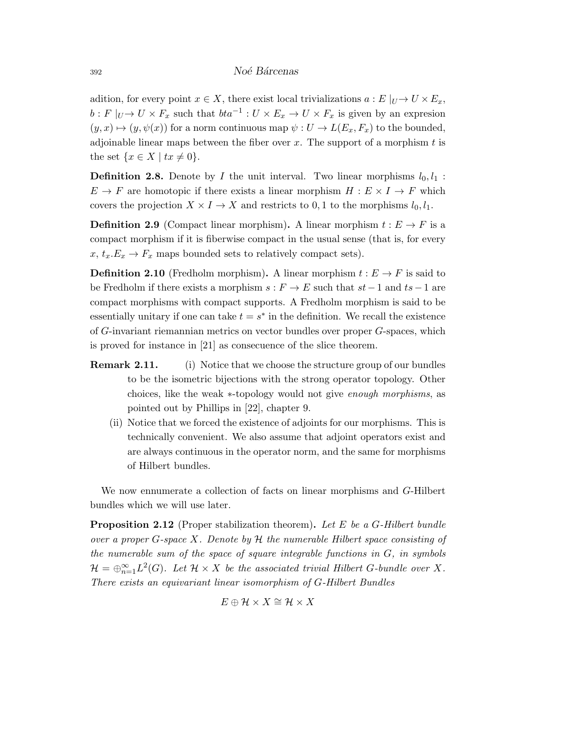adition, for every point $x \in X$, there exist local trivializations $a : E\mid_U \to U \times E_x$, $b : F\mid_U \to U \times F_x$ such that $bta^{-1} : U \times E_x \to U \times F_x$ is given by an expresion $(y, x) \mapsto (y, \psi(x))$ for a norm continuous map $\psi : U \to L(E_x, F_x)$ to the bounded, adjoinable linear maps between the fiber over $x$. The support of a morphism $t$ is the set $\{x \in X \mid tx \neq 0\}$.

**Definition 2.8.** Denote by $I$ the unit interval. Two linear morphisms $l_0, l_1 : E \to F$ are homotopic if there exists a linear morphism $H : E \times I \to F$ which covers the projection $X \times I \to X$ and restricts to $0, 1$ to the morphisms $l_0, l_1$.

**Definition 2.9** (Compact linear morphism)**.** A linear morphism $t : E \to F$ is a compact morphism if it is fiberwise compact in the usual sense (that is, for every $x$, $t_x.E_x \to F_x$ maps bounded sets to relatively compact sets).

**Definition 2.10** (Fredholm morphism)**.** A linear morphism $t : E \to F$ is said to be Fredholm if there exists a morphism $s : F \to E$ such that $st - 1$ and $ts - 1$ are compact morphisms with compact supports. A Fredholm morphism is said to be essentially unitary if one can take $t = s^*$ in the definition. We recall the existence of $G$-invariant riemannian metrics on vector bundles over proper $G$-spaces, which is proved for instance in [21] as consecuence of the slice theorem.

**Remark 2.11.**
(i) Notice that we choose the structure group of our bundles to be the isometric bijections with the strong operator topology. Other choices, like the weak $*$-topology would not give *enough morphisms*, as pointed out by Phillips in [22], chapter 9.
(ii) Notice that we forced the existence of adjoints for our morphisms. This is technically convenient. We also assume that adjoint operators exist and are always continuous in the operator norm, and the same for morphisms of Hilbert bundles.

We now ennumerate a collection of facts on linear morphisms and $G$-Hilbert bundles which we will use later.

**Proposition 2.12** (Proper stabilization theorem)**.** *Let $E$ be a $G$-Hilbert bundle over a proper $G$-space $X$. Denote by $\mathcal{H}$ the numerable Hilbert space consisting of the numerable sum of the space of square integrable functions in $G$, in symbols $\mathcal{H} = \oplus_{n=1}^{\infty} L^2(G)$. Let $\mathcal{H} \times X$ be the associated trivial Hilbert $G$-bundle over $X$. There exists an equivariant linear isomorphism of $G$-Hilbert Bundles*

$$E \oplus \mathcal{H} \times X \cong \mathcal{H} \times X$$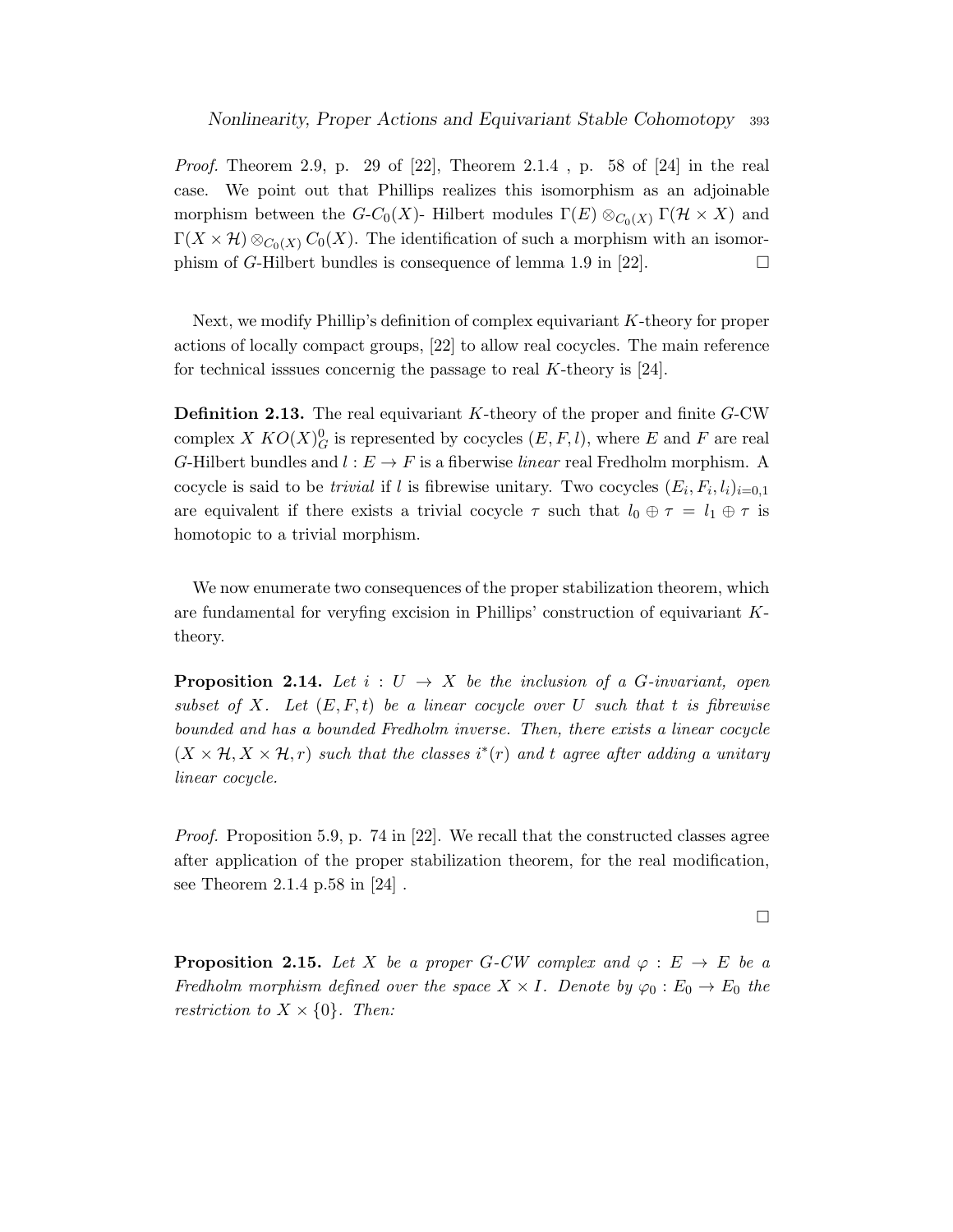*Proof.* Theorem 2.9, p. 29 of [22], Theorem 2.1.4 , p. 58 of [24] in the real case. We point out that Phillips realizes this isomorphism as an adjoinable morphism between the $G$-$C_0(X)$- Hilbert modules $\Gamma(E) \otimes_{C_0(X)} \Gamma(\mathcal{H} \times X)$ and $\Gamma(X \times \mathcal{H}) \otimes_{C_0(X)} C_0(X)$. The identification of such a morphism with an isomorphism of $G$-Hilbert bundles is consequence of lemma 1.9 in [22]. $\square$

Next, we modify Phillip's definition of complex equivariant $K$-theory for proper actions of locally compact groups, [22] to allow real cocycles. The main reference for technical isssues concernig the passage to real $K$-theory is [24].

**Definition 2.13.** The real equivariant $K$-theory of the proper and finite $G$-CW complex $X$ $KO(X)^0_G$ is represented by cocycles $(E, F, l)$, where $E$ and $F$ are real $G$-Hilbert bundles and $l : E \to F$ is a fiberwise *linear* real Fredholm morphism. A cocycle is said to be *trivial* if $l$ is fibrewise unitary. Two cocycles $(E_i, F_i, l_i)_{i=0,1}$ are equivalent if there exists a trivial cocycle $\tau$ such that $l_0 \oplus \tau = l_1 \oplus \tau$ is homotopic to a trivial morphism.

We now enumerate two consequences of the proper stabilization theorem, which are fundamental for veryfing excision in Phillips' construction of equivariant $K$-theory.

**Proposition 2.14.** *Let $i : U \to X$ be the inclusion of a $G$-invariant, open subset of $X$. Let $(E, F, t)$ be a linear cocycle over $U$ such that $t$ is fibrewise bounded and has a bounded Fredholm inverse. Then, there exists a linear cocycle $(X \times \mathcal{H}, X \times \mathcal{H}, r)$ such that the classes $i^*(r)$ and $t$ agree after adding a unitary linear cocycle.*

*Proof.* Proposition 5.9, p. 74 in [22]. We recall that the constructed classes agree after application of the proper stabilization theorem, for the real modification, see Theorem 2.1.4 p.58 in [24] .

$\square$

**Proposition 2.15.** *Let $X$ be a proper $G$-CW complex and $\varphi : E \to E$ be a Fredholm morphism defined over the space $X \times I$. Denote by $\varphi_0 : E_0 \to E_0$ the restriction to $X \times \{0\}$. Then:*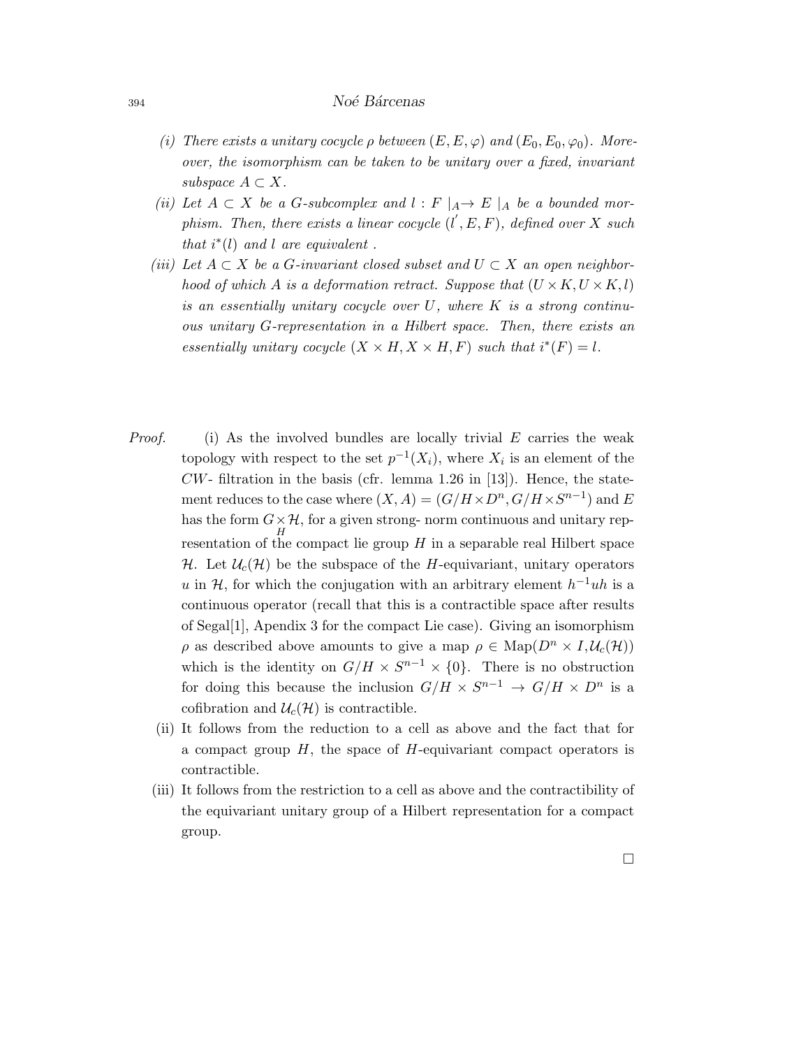*(i) There exists a unitary cocycle $\rho$ between $(E, E, \varphi)$ and $(E_0, E_0, \varphi_0)$. Moreover, the isomorphism can be taken to be unitary over a fixed, invariant subspace $A \subset X$.*

*(ii) Let $A \subset X$ be a $G$-subcomplex and $l : F\mid_A \to E\mid_A$ be a bounded morphism. Then, there exists a linear cocycle $(l', E, F)$, defined over $X$ such that $i^*(l)$ and $l$ are equivalent .*

*(iii) Let $A \subset X$ be a $G$-invariant closed subset and $U \subset X$ an open neighborhood of which $A$ is a deformation retract. Suppose that $(U \times K, U \times K, l)$ is an essentially unitary cocycle over $U$, where $K$ is a strong continuous unitary $G$-representation in a Hilbert space. Then, there exists an essentially unitary cocycle $(X \times H, X \times H, F)$ such that $i^*(F) = l$.*

*Proof.* (i) As the involved bundles are locally trivial $E$ carries the weak topology with respect to the set $p^{-1}(X_i)$, where $X_i$ is an element of the $CW$- filtration in the basis (cfr. lemma 1.26 in [13]). Hence, the statement reduces to the case where $(X, A) = (G/H \times D^n, G/H \times S^{n-1})$ and $E$ has the form $G \underset{H}{\times} \mathcal{H}$, for a given strong- norm continuous and unitary representation of the compact lie group $H$ in a separable real Hilbert space $\mathcal{H}$. Let $\mathcal{U}_c(\mathcal{H})$ be the subspace of the $H$-equivariant, unitary operators $u$ in $\mathcal{H}$, for which the conjugation with an arbitrary element $h^{-1}uh$ is a continuous operator (recall that this is a contractible space after results of Segal[1], Apendix 3 for the compact Lie case). Giving an isomorphism $\rho$ as described above amounts to give a map $\rho \in \mathrm{Map}(D^n \times I, \mathcal{U}_c(\mathcal{H}))$ which is the identity on $G/H \times S^{n-1} \times \{0\}$. There is no obstruction for doing this because the inclusion $G/H \times S^{n-1} \to G/H \times D^n$ is a cofibration and $\mathcal{U}_c(\mathcal{H})$ is contractible.

(ii) It follows from the reduction to a cell as above and the fact that for a compact group $H$, the space of $H$-equivariant compact operators is contractible.

(iii) It follows from the restriction to a cell as above and the contractibility of the equivariant unitary group of a Hilbert representation for a compact group.

□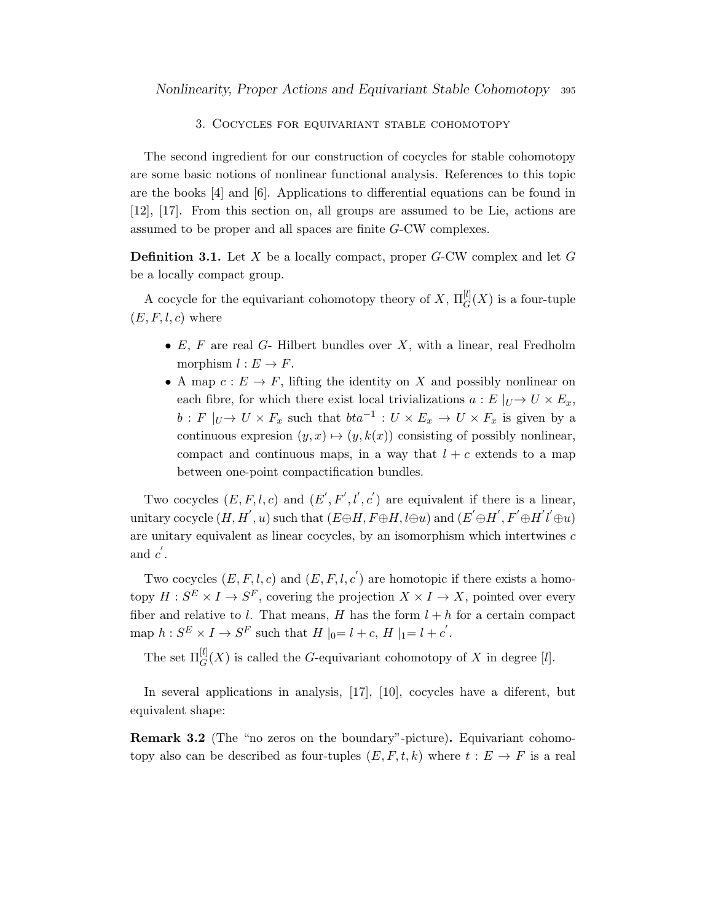## 3. Cocycles for equivariant stable cohomotopy

The second ingredient for our construction of cocycles for stable cohomotopy are some basic notions of nonlinear functional analysis. References to this topic are the books [4] and [6]. Applications to differential equations can be found in [12], [17]. From this section on, all groups are assumed to be Lie, actions are assumed to be proper and all spaces are finite $G$-CW complexes.

**Definition 3.1.** Let $X$ be a locally compact, proper $G$-CW complex and let $G$ be a locally compact group.

A cocycle for the equivariant cohomotopy theory of $X$, $\Pi_G^{[l]}(X)$ is a four-tuple $(E, F, l, c)$ where

- $E$, $F$ are real $G$- Hilbert bundles over $X$, with a linear, real Fredholm morphism $l : E \to F$.
- A map $c : E \to F$, lifting the identity on $X$ and possibly nonlinear on each fibre, for which there exist local trivializations $a : E\mid_U \to U \times E_x$, $b : F\mid_U \to U \times F_x$ such that $bta^{-1} : U \times E_x \to U \times F_x$ is given by a continuous expresion $(y, x) \mapsto (y, k(x))$ consisting of possibly nonlinear, compact and continuous maps, in a way that $l + c$ extends to a map between one-point compactification bundles.

Two cocycles $(E, F, l, c)$ and $(E', F', l', c')$ are equivalent if there is a linear, unitary cocycle $(H, H', u)$ such that $(E \oplus H, F \oplus H, l \oplus u)$ and $(E' \oplus H', F' \oplus H' l' \oplus u)$ are unitary equivalent as linear cocycles, by an isomorphism which intertwines $c$ and $c'$.

Two cocycles $(E, F, l, c)$ and $(E, F, l, c')$ are homotopic if there exists a homotopy $H : S^E \times I \to S^F$, covering the projection $X \times I \to X$, pointed over every fiber and relative to $l$. That means, $H$ has the form $l + h$ for a certain compact map $h : S^E \times I \to S^F$ such that $H\mid_0 = l + c$, $H\mid_1 = l + c'$.

The set $\Pi_G^{[l]}(X)$ is called the $G$-equivariant cohomotopy of $X$ in degree $[l]$.

In several applications in analysis, [17], [10], cocycles have a diferent, but equivalent shape:

**Remark 3.2** (The "no zeros on the boundary"-picture)**.** Equivariant cohomotopy also can be described as four-tuples $(E, F, t, k)$ where $t : E \to F$ is a real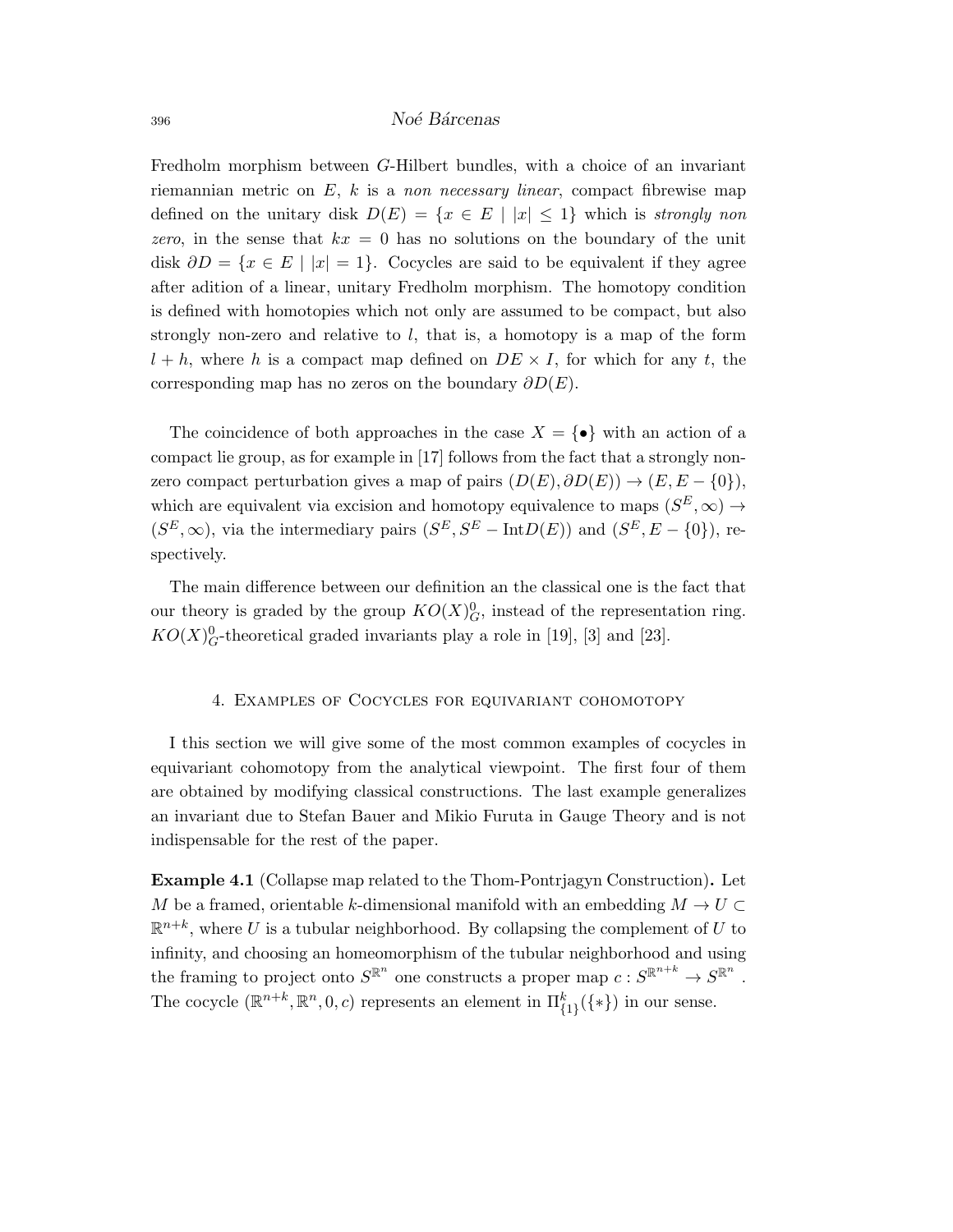Fredholm morphism between $G$-Hilbert bundles, with a choice of an invariant riemannian metric on $E$, $k$ is a *non necessary linear*, compact fibrewise map defined on the unitary disk $D(E) = \{x \in E \mid |x| \leq 1\}$ which is *strongly non zero*, in the sense that $kx = 0$ has no solutions on the boundary of the unit disk $\partial D = \{x \in E \mid |x| = 1\}$. Cocycles are said to be equivalent if they agree after adition of a linear, unitary Fredholm morphism. The homotopy condition is defined with homotopies which not only are assumed to be compact, but also strongly non-zero and relative to $l$, that is, a homotopy is a map of the form $l + h$, where $h$ is a compact map defined on $DE \times I$, for which for any $t$, the corresponding map has no zeros on the boundary $\partial D(E)$.

The coincidence of both approaches in the case $X = \{\bullet\}$ with an action of a compact lie group, as for example in [17] follows from the fact that a strongly non-zero compact perturbation gives a map of pairs $(D(E), \partial D(E)) \to (E, E - \{0\})$, which are equivalent via excision and homotopy equivalence to maps $(S^E, \infty) \to (S^E, \infty)$, via the intermediary pairs $(S^E, S^E - \mathrm{Int}D(E))$ and $(S^E, E - \{0\})$, respectively.

The main difference between our definition an the classical one is the fact that our theory is graded by the group $KO(X)^0_G$, instead of the representation ring. $KO(X)^0_G$-theoretical graded invariants play a role in [19], [3] and [23].

## 4. Examples of Cocycles for equivariant cohomotopy

I this section we will give some of the most common examples of cocycles in equivariant cohomotopy from the analytical viewpoint. The first four of them are obtained by modifying classical constructions. The last example generalizes an invariant due to Stefan Bauer and Mikio Furuta in Gauge Theory and is not indispensable for the rest of the paper.

**Example 4.1** (Collapse map related to the Thom-Pontrjagyn Construction)**.** Let $M$ be a framed, orientable $k$-dimensional manifold with an embedding $M \to U \subset \mathbb{R}^{n+k}$, where $U$ is a tubular neighborhood. By collapsing the complement of $U$ to infinity, and choosing an homeomorphism of the tubular neighborhood and using the framing to project onto $S^{\mathbb{R}^n}$ one constructs a proper map $c : S^{\mathbb{R}^{n+k}} \to S^{\mathbb{R}^n}$. The cocycle $(\mathbb{R}^{n+k}, \mathbb{R}^n, 0, c)$ represents an element in $\Pi^k_{\{1\}}(\{*\})$ in our sense.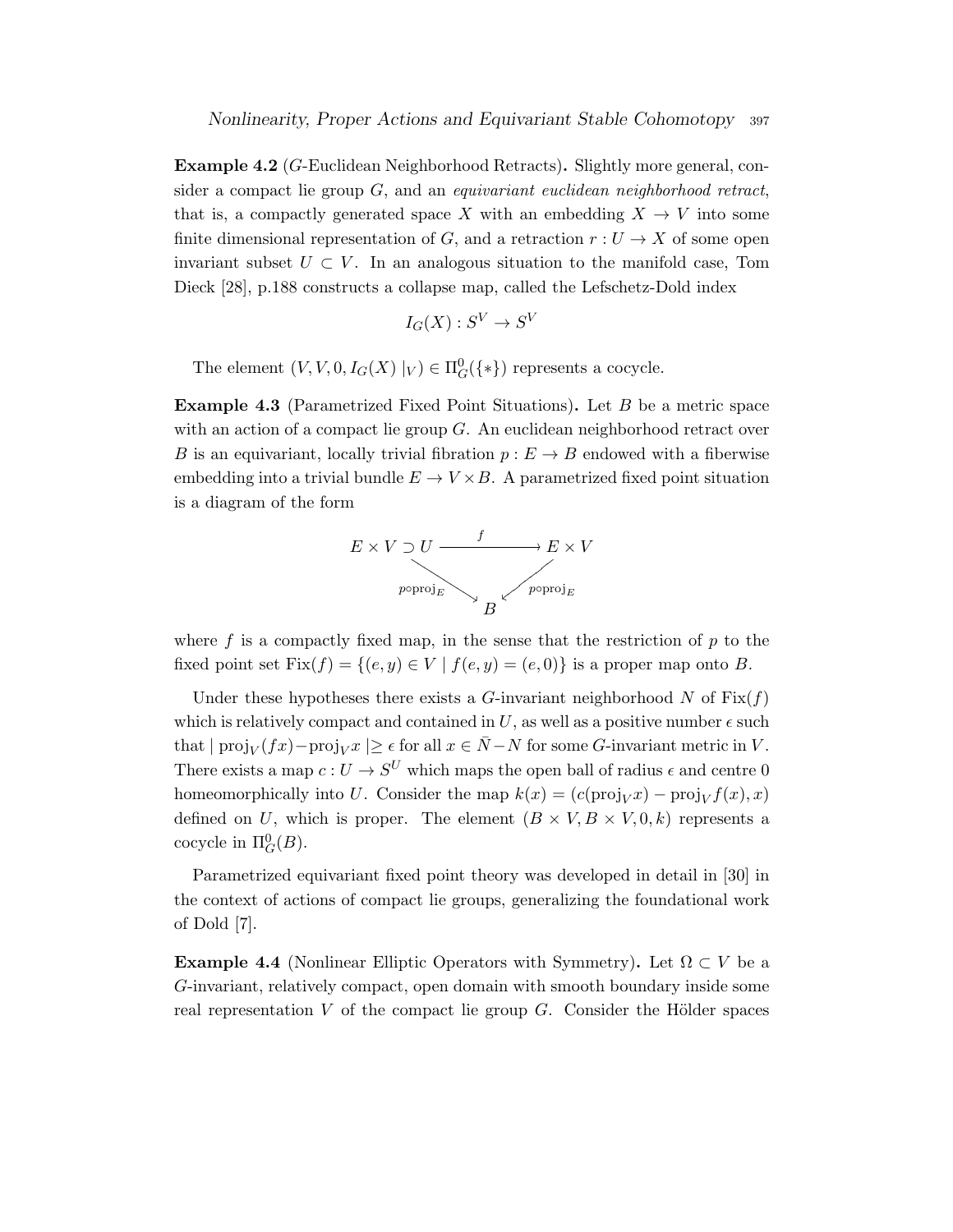**Example 4.2** (*G*-Euclidean Neighborhood Retracts)**.** Slightly more general, consider a compact lie group $G$, and an *equivariant euclidean neighborhood retract*, that is, a compactly generated space $X$ with an embedding $X \to V$ into some finite dimensional representation of $G$, and a retraction $r : U \to X$ of some open invariant subset $U \subset V$. In an analogous situation to the manifold case, Tom Dieck [28], p.188 constructs a collapse map, called the Lefschetz-Dold index

$$I_G(X) : S^V \to S^V$$

The element $(V, V, 0, I_G(X) \mid_V) \in \Pi^0_G(\{*\})$ represents a cocycle.

**Example 4.3** (Parametrized Fixed Point Situations)**.** Let $B$ be a metric space with an action of a compact lie group $G$. An euclidean neighborhood retract over $B$ is an equivariant, locally trivial fibration $p : E \to B$ endowed with a fiberwise embedding into a trivial bundle $E \to V \times B$. A parametrized fixed point situation is a diagram of the form

$$\begin{array}{ccc} E \times V \supset U & \xrightarrow{\quad f \quad} & E \times V \\ & {\scriptstyle p \circ \mathrm{proj}_E} \searrow \quad \swarrow {\scriptstyle p \circ \mathrm{proj}_E} & \\ & B & \end{array}$$

where $f$ is a compactly fixed map, in the sense that the restriction of $p$ to the fixed point set $\mathrm{Fix}(f) = \{(e, y) \in V \mid f(e, y) = (e, 0)\}$ is a proper map onto $B$.

Under these hypotheses there exists a $G$-invariant neighborhood $N$ of $\mathrm{Fix}(f)$ which is relatively compact and contained in $U$, as well as a positive number $\epsilon$ such that $\mid \mathrm{proj}_V(fx) - \mathrm{proj}_V x \mid \geq \epsilon$ for all $x \in \bar{N} - N$ for some $G$-invariant metric in $V$. There exists a map $c : U \to S^U$ which maps the open ball of radius $\epsilon$ and centre 0 homeomorphically into $U$. Consider the map $k(x) = (c(\mathrm{proj}_V x) - \mathrm{proj}_V f(x), x)$ defined on $U$, which is proper. The element $(B \times V, B \times V, 0, k)$ represents a cocycle in $\Pi^0_G(B)$.

Parametrized equivariant fixed point theory was developed in detail in [30] in the context of actions of compact lie groups, generalizing the foundational work of Dold [7].

**Example 4.4** (Nonlinear Elliptic Operators with Symmetry)**.** Let $\Omega \subset V$ be a $G$-invariant, relatively compact, open domain with smooth boundary inside some real representation $V$ of the compact lie group $G$. Consider the Hölder spaces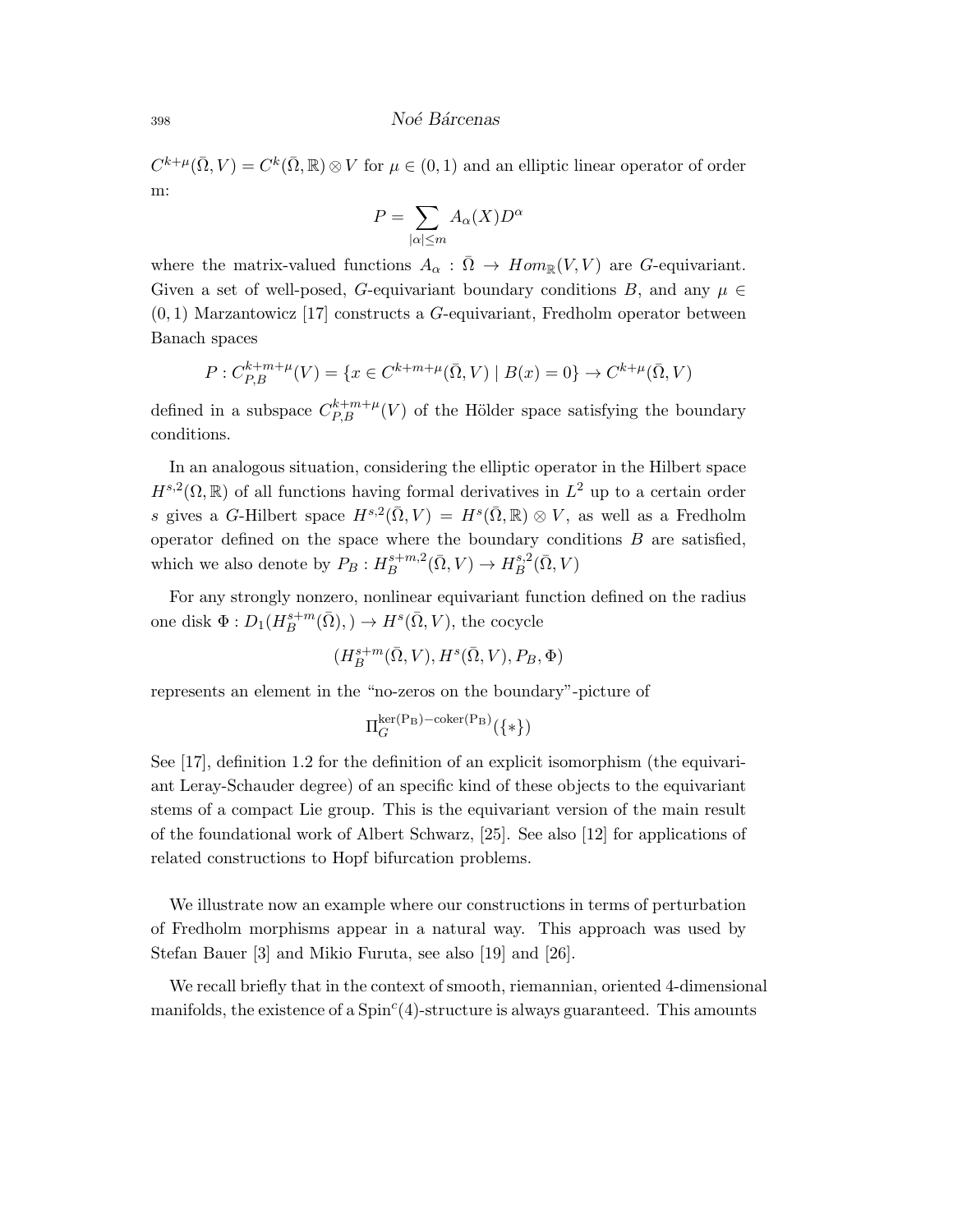$C^{k+\mu}(\bar{\Omega}, V) = C^k(\bar{\Omega}, \mathbb{R}) \otimes V$ for $\mu \in (0,1)$ and an elliptic linear operator of order m:

$$P = \sum_{|\alpha| \leq m} A_\alpha(X) D^\alpha$$

where the matrix-valued functions $A_\alpha : \bar{\Omega} \to Hom_{\mathbb{R}}(V, V)$ are $G$-equivariant. Given a set of well-posed, $G$-equivariant boundary conditions $B$, and any $\mu \in (0,1)$ Marzantowicz [17] constructs a $G$-equivariant, Fredholm operator between Banach spaces

$$P : C^{k+m+\mu}_{P,B}(V) = \{x \in C^{k+m+\mu}(\bar{\Omega}, V) \mid B(x) = 0\} \to C^{k+\mu}(\bar{\Omega}, V)$$

defined in a subspace $C^{k+m+\mu}_{P,B}(V)$ of the Hölder space satisfying the boundary conditions.

In an analogous situation, considering the elliptic operator in the Hilbert space $H^{s,2}(\Omega, \mathbb{R})$ of all functions having formal derivatives in $L^2$ up to a certain order $s$ gives a $G$-Hilbert space $H^{s,2}(\bar{\Omega}, V) = H^s(\bar{\Omega}, \mathbb{R}) \otimes V$, as well as a Fredholm operator defined on the space where the boundary conditions $B$ are satisfied, which we also denote by $P_B : H^{s+m,2}_B(\bar{\Omega}, V) \to H^{s,2}_B(\bar{\Omega}, V)$

For any strongly nonzero, nonlinear equivariant function defined on the radius one disk $\Phi : D_1(H^{s+m}_B(\bar{\Omega}),) \to H^s(\bar{\Omega}, V)$, the cocycle

$$(H^{s+m}_B(\bar{\Omega}, V), H^s(\bar{\Omega}, V), P_B, \Phi)$$

represents an element in the "no-zeros on the boundary"-picture of

$$\Pi_G^{\mathrm{ker(P_B)} - \mathrm{coker(P_B)}}(\{*\})$$

See [17], definition 1.2 for the definition of an explicit isomorphism (the equivariant Leray-Schauder degree) of an specific kind of these objects to the equivariant stems of a compact Lie group. This is the equivariant version of the main result of the foundational work of Albert Schwarz, [25]. See also [12] for applications of related constructions to Hopf bifurcation problems.

We illustrate now an example where our constructions in terms of perturbation of Fredholm morphisms appear in a natural way. This approach was used by Stefan Bauer [3] and Mikio Furuta, see also [19] and [26].

We recall briefly that in the context of smooth, riemannian, oriented 4-dimensional manifolds, the existence of a $\mathrm{Spin}^c(4)$-structure is always guaranteed. This amounts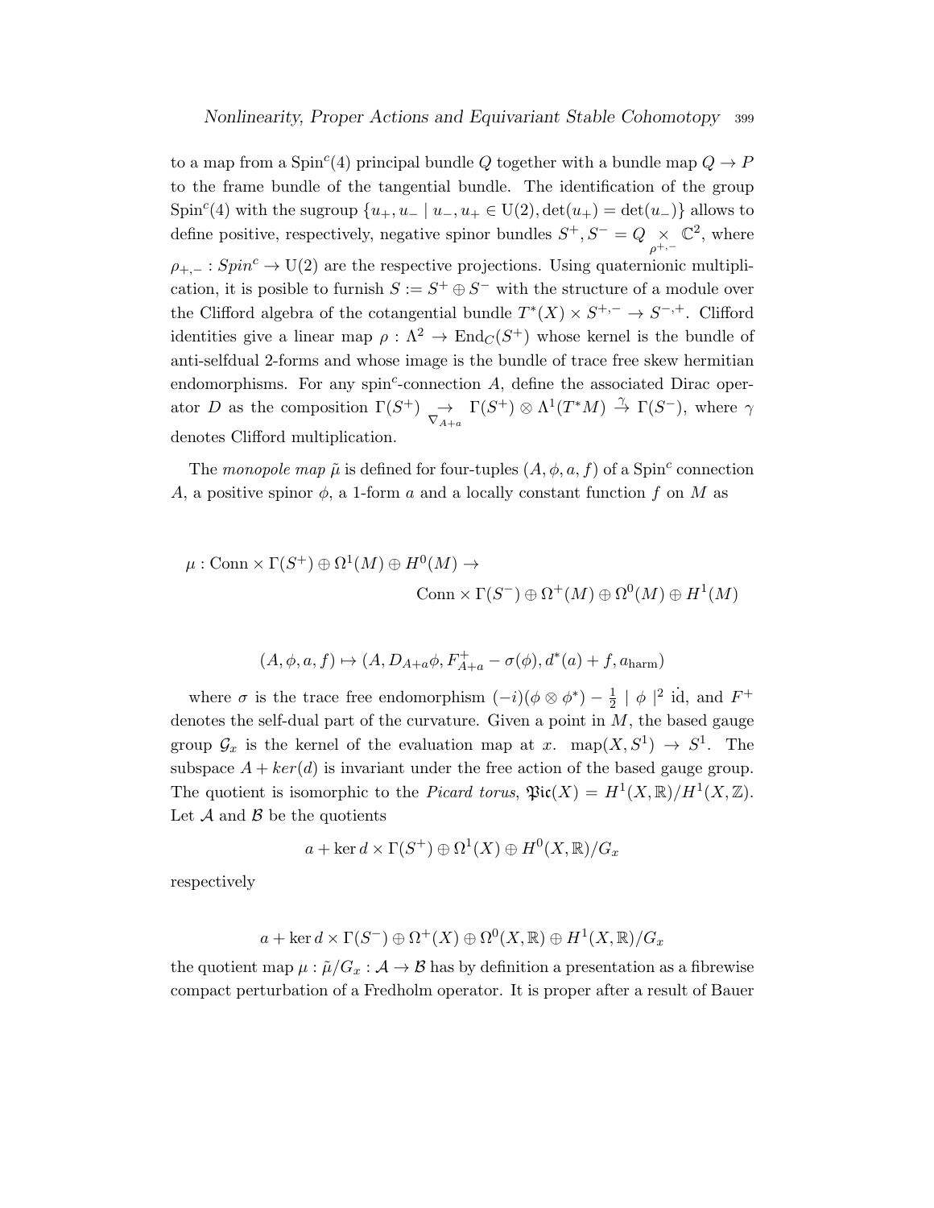to a map from a $\mathrm{Spin}^c(4)$ principal bundle $Q$ together with a bundle map $Q \to P$ to the frame bundle of the tangential bundle. The identification of the group $\mathrm{Spin}^c(4)$ with the sugroup $\{u_+, u_- \mid u_-, u_+ \in \mathrm{U}(2), \det(u_+) = \det(u_-)\}$ allows to define positive, respectively, negative spinor bundles $S^+, S^- = Q \underset{\rho^{+,-}}{\times} \mathbb{C}^2$, where $\rho_{+,-} : Spin^c \to \mathrm{U}(2)$ are the respective projections. Using quaternionic multiplication, it is posible to furnish $S := S^+ \oplus S^-$ with the structure of a module over the Clifford algebra of the cotangential bundle $T^*(X) \times S^{+,-} \to S^{-,+}$. Clifford identities give a linear map $\rho : \Lambda^2 \to \mathrm{End}_C(S^+)$ whose kernel is the bundle of anti-selfdual 2-forms and whose image is the bundle of trace free skew hermitian endomorphisms. For any spin$^c$-connection $A$, define the associated Dirac operator $D$ as the composition $\Gamma(S^+) \underset{\nabla_{A+a}}{\to} \Gamma(S^+) \otimes \Lambda^1(T^*M) \overset{\gamma}{\to} \Gamma(S^-)$, where $\gamma$ denotes Clifford multiplication.

The *monopole map* $\tilde{\mu}$ is defined for four-tuples $(A, \phi, a, f)$ of a $\mathrm{Spin}^c$ connection $A$, a positive spinor $\phi$, a 1-form $a$ and a locally constant function $f$ on $M$ as

$$\mu : \mathrm{Conn} \times \Gamma(S^+) \oplus \Omega^1(M) \oplus H^0(M) \to$$
$$\mathrm{Conn} \times \Gamma(S^-) \oplus \Omega^+(M) \oplus \Omega^0(M) \oplus H^1(M)$$

$$(A, \phi, a, f) \mapsto (A, D_{A+a}\phi, F^+_{A+a} - \sigma(\phi), d^*(a) + f, a_{\mathrm{harm}})$$

where $\sigma$ is the trace free endomorphism $(-i)(\phi \otimes \phi^*) - \frac{1}{2} \mid \phi \mid^2 \dot{\mathrm{id}}$, and $F^+$ denotes the self-dual part of the curvature. Given a point in $M$, the based gauge group $\mathcal{G}_x$ is the kernel of the evaluation map at $x$. $\mathrm{map}(X, S^1) \to S^1$. The subspace $A + ker(d)$ is invariant under the free action of the based gauge group. The quotient is isomorphic to the *Picard torus*, $\mathfrak{Pic}(X) = H^1(X, \mathbb{R})/H^1(X, \mathbb{Z})$. Let $\mathcal{A}$ and $\mathcal{B}$ be the quotients

$$a + \ker d \times \Gamma(S^+) \oplus \Omega^1(X) \oplus H^0(X, \mathbb{R})/G_x$$

respectively

$$a + \ker d \times \Gamma(S^-) \oplus \Omega^+(X) \oplus \Omega^0(X, \mathbb{R}) \oplus H^1(X, \mathbb{R})/G_x$$

the quotient map $\mu : \tilde{\mu}/G_x : \mathcal{A} \to \mathcal{B}$ has by definition a presentation as a fibrewise compact perturbation of a Fredholm operator. It is proper after a result of Bauer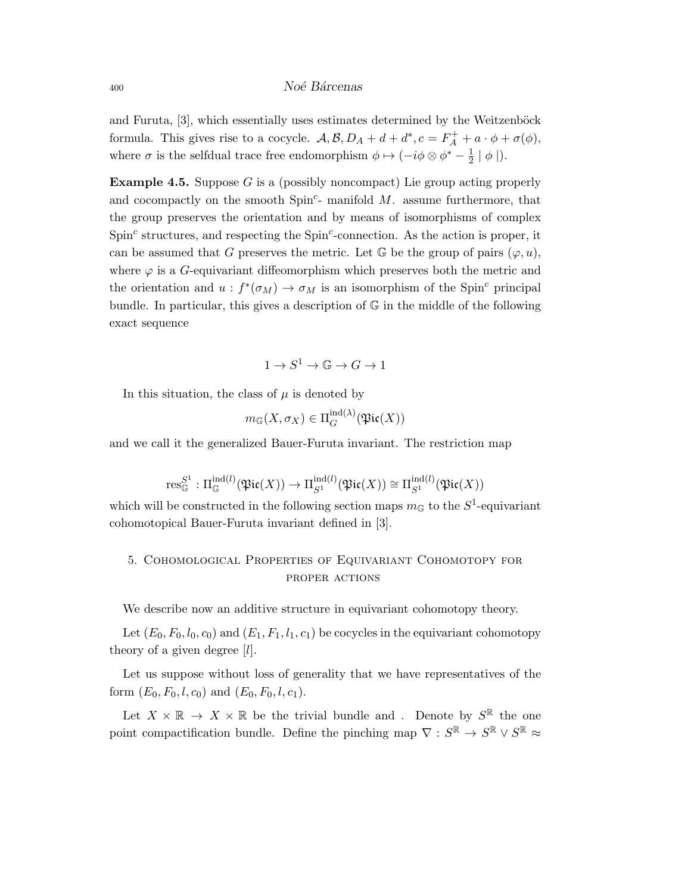and Furuta, [3], which essentially uses estimates determined by the Weitzenböck formula. This gives rise to a cocycle. $\mathcal{A}, \mathcal{B}, D_A + d + d^*, c = F_A^+ + a \cdot \phi + \sigma(\phi)$, where $\sigma$ is the selfdual trace free endomorphism $\phi \mapsto (-i\phi \otimes \phi^* - \frac{1}{2} \mid \phi \mid)$.

**Example 4.5.** Suppose $G$ is a (possibly noncompact) Lie group acting properly and cocompactly on the smooth $\mathrm{Spin}^c$- manifold $M$. assume furthermore, that the group preserves the orientation and by means of isomorphisms of complex $\mathrm{Spin}^c$ structures, and respecting the $\mathrm{Spin}^c$-connection. As the action is proper, it can be assumed that $G$ preserves the metric. Let $\mathbb{G}$ be the group of pairs $(\varphi, u)$, where $\varphi$ is a $G$-equivariant diffeomorphism which preserves both the metric and the orientation and $u : f^*(\sigma_M) \to \sigma_M$ is an isomorphism of the $\mathrm{Spin}^c$ principal bundle. In particular, this gives a description of $\mathbb{G}$ in the middle of the following exact sequence

$$1 \to S^1 \to \mathbb{G} \to G \to 1$$

In this situation, the class of $\mu$ is denoted by

$$m_{\mathbb{G}}(X, \sigma_X) \in \Pi_G^{\mathrm{ind}(\lambda)}(\mathfrak{Pic}(X))$$

and we call it the generalized Bauer-Furuta invariant. The restriction map

$$\mathrm{res}_{\mathbb{G}}^{S^1} : \Pi_{\mathbb{G}}^{\mathrm{ind}(l)}(\mathfrak{Pic}(X)) \to \Pi_{S^1}^{\mathrm{ind}(l)}(\mathfrak{Pic}(X)) \cong \Pi_{S^1}^{\mathrm{ind}(l)}(\mathfrak{Pic}(X))$$

which will be constructed in the following section maps $m_{\mathbb{G}}$ to the $S^1$-equivariant cohomotopical Bauer-Furuta invariant defined in [3].

## 5. Cohomological Properties of Equivariant Cohomotopy for proper actions

We describe now an additive structure in equivariant cohomotopy theory.

Let $(E_0, F_0, l_0, c_0)$ and $(E_1, F_1, l_1, c_1)$ be cocycles in the equivariant cohomotopy theory of a given degree $[l]$.

Let us suppose without loss of generality that we have representatives of the form $(E_0, F_0, l, c_0)$ and $(E_0, F_0, l, c_1)$.

Let $X \times \mathbb{R} \to X \times \mathbb{R}$ be the trivial bundle and . Denote by $S^{\mathbb{R}}$ the one point compactification bundle. Define the pinching map $\nabla : S^{\mathbb{R}} \to S^{\mathbb{R}} \vee S^{\mathbb{R}} \approx$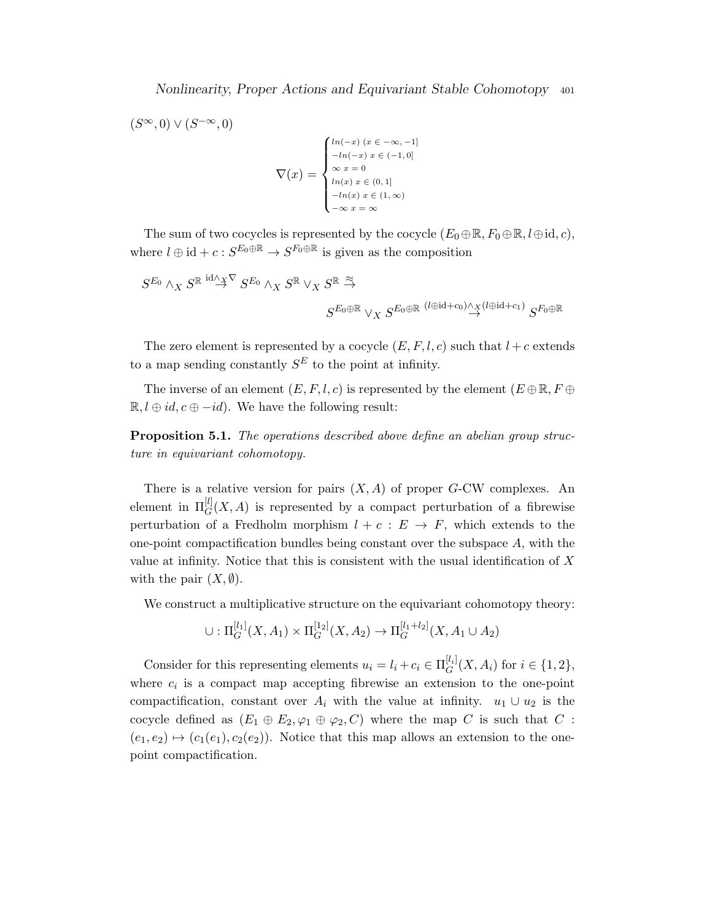$(S^{\infty}, 0) \vee (S^{-\infty}, 0)$

$$\nabla(x) = \begin{cases} ln(-x) \ (x \in -\infty, -1] \\ -ln(-x) \ x \in (-1, 0] \\ \infty \ x = 0 \\ ln(x) \ x \in (0, 1] \\ -ln(x) \ x \in (1, \infty) \\ -\infty \ x = \infty \end{cases}$$

The sum of two cocycles is represented by the cocycle $(E_0 \oplus \mathbb{R}, F_0 \oplus \mathbb{R}, l \oplus \mathrm{id}, c)$, where $l \oplus \mathrm{id} + c : S^{E_0 \oplus \mathbb{R}} \to S^{F_0 \oplus \mathbb{R}}$ is given as the composition

$$S^{E_0} \wedge_X S^{\mathbb{R}} \overset{\mathrm{id} \wedge_X \nabla}{\to} S^{E_0} \wedge_X S^{\mathbb{R}} \vee_X S^{\mathbb{R}} \overset{\approx}{\to}$$

$$S^{E_0 \oplus \mathbb{R}} \vee_X S^{E_0 \oplus \mathbb{R}} \overset{(l \oplus \mathrm{id} + c_0) \wedge_X (l \oplus \mathrm{id} + c_1)}{\to} S^{F_0 \oplus \mathbb{R}}$$

The zero element is represented by a cocycle $(E, F, l, c)$ such that $l + c$ extends to a map sending constantly $S^E$ to the point at infinity.

The inverse of an element $(E, F, l, c)$ is represented by the element $(E \oplus \mathbb{R}, F \oplus \mathbb{R}, l \oplus id, c \oplus -id)$. We have the following result:

**Proposition 5.1.** *The operations described above define an abelian group structure in equivariant cohomotopy.*

There is a relative version for pairs $(X, A)$ of proper $G$-CW complexes. An element in $\Pi_G^{[l]}(X, A)$ is represented by a compact perturbation of a fibrewise perturbation of a Fredholm morphism $l + c : E \to F$, which extends to the one-point compactification bundles being constant over the subspace $A$, with the value at infinity. Notice that this is consistent with the usual identification of $X$ with the pair $(X, \emptyset)$.

We construct a multiplicative structure on the equivariant cohomotopy theory:

$$\cup : \Pi_G^{[l_1]}(X, A_1) \times \Pi_G^{[1_2]}(X, A_2) \to \Pi_G^{[l_1 + l_2]}(X, A_1 \cup A_2)$$

Consider for this representing elements $u_i = l_i + c_i \in \Pi_G^{[l_i]}(X, A_i)$ for $i \in \{1, 2\}$, where $c_i$ is a compact map accepting fibrewise an extension to the one-point compactification, constant over $A_i$ with the value at infinity. $u_1 \cup u_2$ is the cocycle defined as $(E_1 \oplus E_2, \varphi_1 \oplus \varphi_2, C)$ where the map $C$ is such that $C : (e_1, e_2) \mapsto (c_1(e_1), c_2(e_2))$. Notice that this map allows an extension to the one-point compactification.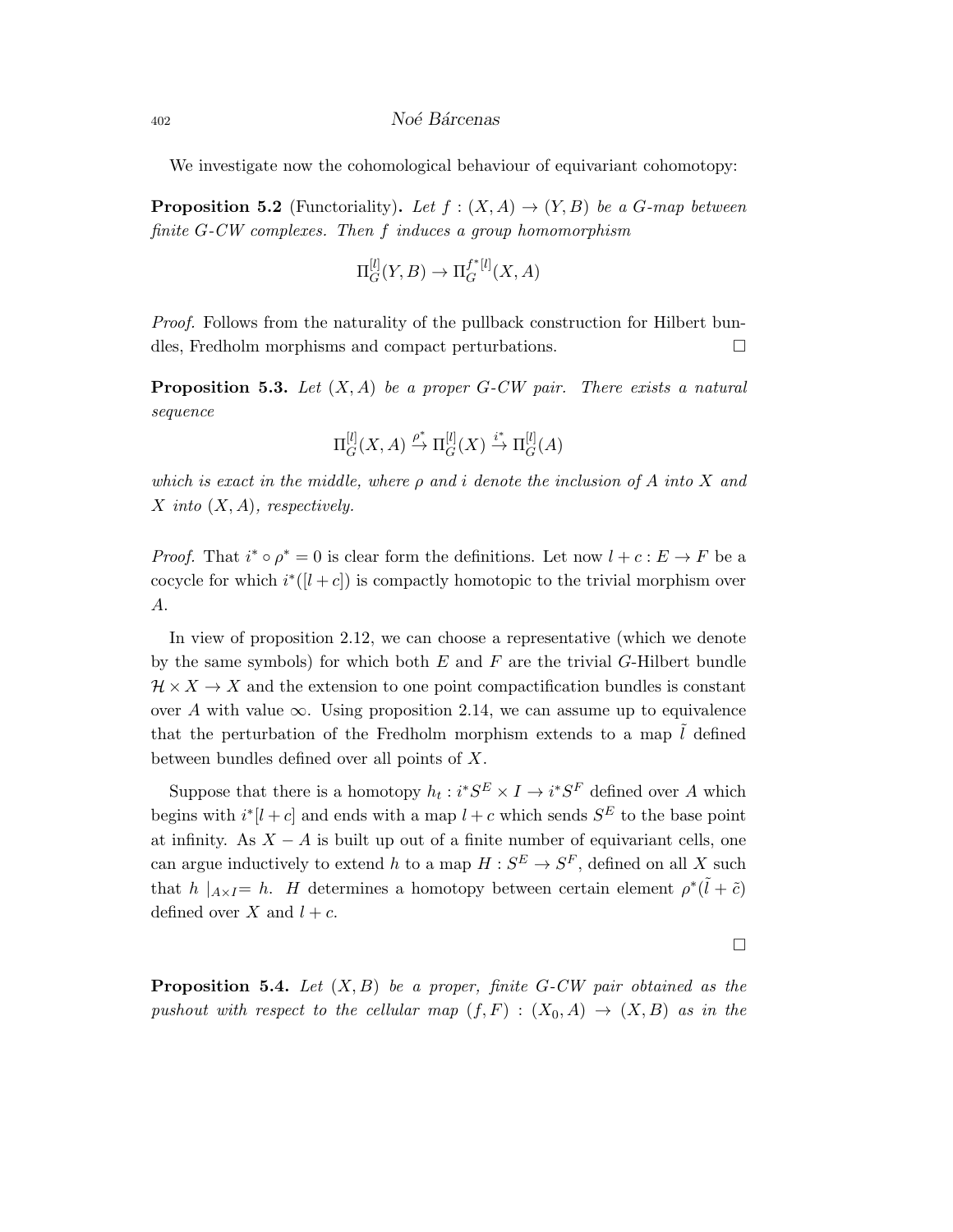We investigate now the cohomological behaviour of equivariant cohomotopy:

**Proposition 5.2** (Functoriality)**.** *Let $f : (X, A) \to (Y, B)$ be a $G$-map between finite $G$-CW complexes. Then $f$ induces a group homomorphism*

$$\Pi_G^{[l]}(Y, B) \to \Pi_G^{f^*[l]}(X, A)$$

*Proof.* Follows from the naturality of the pullback construction for Hilbert bundles, Fredholm morphisms and compact perturbations. $\square$

**Proposition 5.3.** *Let $(X, A)$ be a proper $G$-CW pair. There exists a natural sequence*

$$\Pi_G^{[l]}(X, A) \xrightarrow{\rho^*} \Pi_G^{[l]}(X) \xrightarrow{i^*} \Pi_G^{[l]}(A)$$

*which is exact in the middle, where $\rho$ and $i$ denote the inclusion of $A$ into $X$ and $X$ into $(X, A)$, respectively.*

*Proof.* That $i^* \circ \rho^* = 0$ is clear form the definitions. Let now $l + c : E \to F$ be a cocycle for which $i^*([l + c])$ is compactly homotopic to the trivial morphism over $A$.

In view of proposition 2.12, we can choose a representative (which we denote by the same symbols) for which both $E$ and $F$ are the trivial $G$-Hilbert bundle $\mathcal{H} \times X \to X$ and the extension to one point compactification bundles is constant over $A$ with value $\infty$. Using proposition 2.14, we can assume up to equivalence that the perturbation of the Fredholm morphism extends to a map $\tilde{l}$ defined between bundles defined over all points of $X$.

Suppose that there is a homotopy $h_t : i^* S^E \times I \to i^* S^F$ defined over $A$ which begins with $i^*[l + c]$ and ends with a map $l + c$ which sends $S^E$ to the base point at infinity. As $X - A$ is built up out of a finite number of equivariant cells, one can argue inductively to extend $h$ to a map $H : S^E \to S^F$, defined on all $X$ such that $h \mid_{A \times I} = h$. $H$ determines a homotopy between certain element $\rho^*(\tilde{l} + \tilde{c})$ defined over $X$ and $l + c$.

$\square$

**Proposition 5.4.** *Let $(X, B)$ be a proper, finite $G$-CW pair obtained as the pushout with respect to the cellular map $(f, F) : (X_0, A) \to (X, B)$ as in the*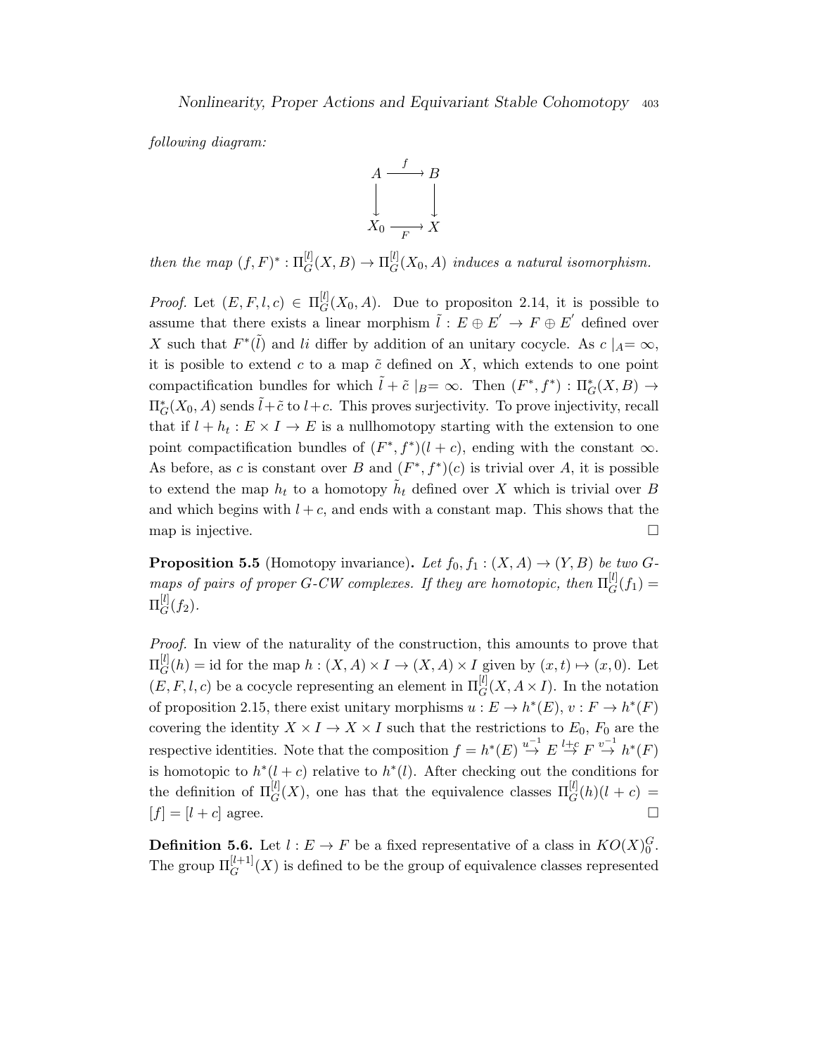following diagram:

$$\begin{array}{ccc} A & \xrightarrow{f} & B \\ \downarrow & & \downarrow \\ X_0 & \xrightarrow[F]{} & X \end{array}$$

*then the map* $(f,F)^* : \Pi_G^{[l]}(X,B) \to \Pi_G^{[l]}(X_0,A)$ *induces a natural isomorphism.*

*Proof.* Let $(E,F,l,c) \in \Pi_G^{[l]}(X_0,A)$. Due to propositon 2.14, it is possible to assume that there exists a linear morphism $\tilde{l} : E \oplus E' \to F \oplus E'$ defined over $X$ such that $F^*(\tilde{l})$ and $li$ differ by addition of an unitary cocycle. As $c\mid_A = \infty$, it is posible to extend $c$ to a map $\tilde{c}$ defined on $X$, which extends to one point compactification bundles for which $\tilde{l} + \tilde{c}\mid_B = \infty$. Then $(F^*, f^*) : \Pi_G^*(X,B) \to \Pi_G^*(X_0,A)$ sends $\tilde{l} + \tilde{c}$ to $l + c$. This proves surjectivity. To prove injectivity, recall that if $l + h_t : E \times I \to E$ is a nullhomotopy starting with the extension to one point compactification bundles of $(F^*, f^*)(l + c)$, ending with the constant $\infty$. As before, as $c$ is constant over $B$ and $(F^*, f^*)(c)$ is trivial over $A$, it is possible to extend the map $h_t$ to a homotopy $\tilde{h}_t$ defined over $X$ which is trivial over $B$ and which begins with $l + c$, and ends with a constant map. This shows that the map is injective. □

**Proposition 5.5** (Homotopy invariance)**.** *Let $f_0, f_1 : (X,A) \to (Y,B)$ be two $G$-maps of pairs of proper $G$-CW complexes. If they are homotopic, then $\Pi_G^{[l]}(f_1) = \Pi_G^{[l]}(f_2)$.*

*Proof.* In view of the naturality of the construction, this amounts to prove that $\Pi_G^{[l]}(h) = \mathrm{id}$ for the map $h : (X,A) \times I \to (X,A) \times I$ given by $(x,t) \mapsto (x,0)$. Let $(E,F,l,c)$ be a cocycle representing an element in $\Pi_G^{[l]}(X, A \times I)$. In the notation of proposition 2.15, there exist unitary morphisms $u : E \to h^*(E)$, $v : F \to h^*(F)$ covering the identity $X \times I \to X \times I$ such that the restrictions to $E_0$, $F_0$ are the respective identities. Note that the composition $f = h^*(E) \overset{u^{-1}}{\to} E \overset{l+c}{\to} F \overset{v^{-1}}{\to} h^*(F)$ is homotopic to $h^*(l + c)$ relative to $h^*(l)$. After checking out the conditions for the definition of $\Pi_G^{[l]}(X)$, one has that the equivalence classes $\Pi_G^{[l]}(h)(l + c) = [f] = [l + c]$ agree. □

**Definition 5.6.** Let $l : E \to F$ be a fixed representative of a class in $KO(X)_0^G$. The group $\Pi_G^{[l+1]}(X)$ is defined to be the group of equivalence classes represented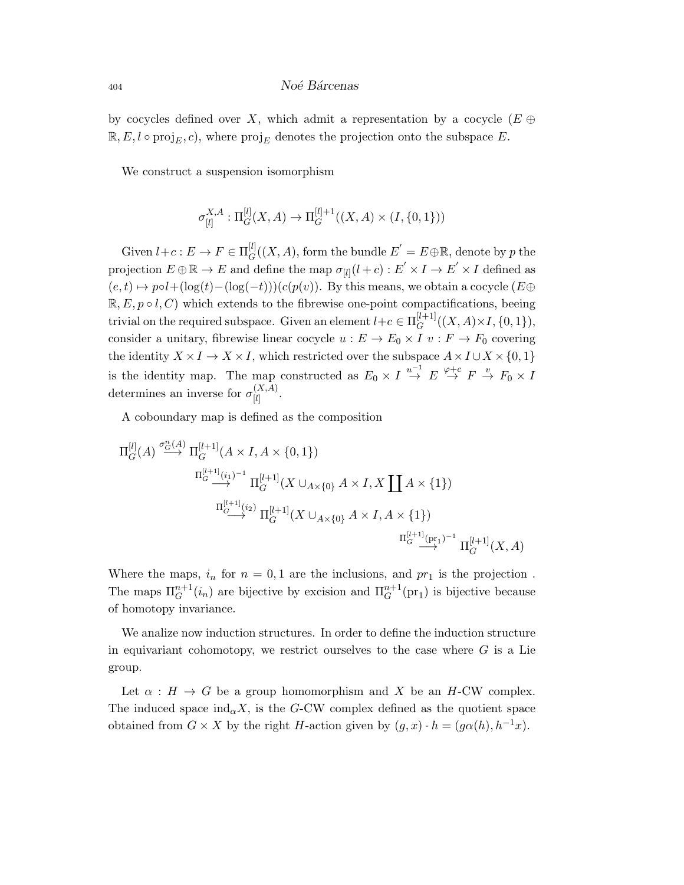by cocycles defined over $X$, which admit a representation by a cocycle $(E \oplus \mathbb{R}, E, l \circ \mathrm{proj}_E, c)$, where $\mathrm{proj}_E$ denotes the projection onto the subspace $E$.

We construct a suspension isomorphism

$$\sigma_{[l]}^{X,A} : \Pi_G^{[l]}(X, A) \to \Pi_G^{[l]+1}((X, A) \times (I, \{0, 1\}))$$

Given $l+c : E \to F \in \Pi_G^{[l]}((X, A)$, form the bundle $E^{'} = E \oplus \mathbb{R}$, denote by $p$ the projection $E \oplus \mathbb{R} \to E$ and define the map $\sigma_{[l]}(l + c) : E^{'} \times I \to E^{'} \times I$ defined as $(e, t) \mapsto p \circ l + (\log(t) - (\log(-t)))(c(p(v))$. By this means, we obtain a cocycle $(E \oplus \mathbb{R}, E, p \circ l, C)$ which extends to the fibrewise one-point compactifications, beeing trivial on the required subspace. Given an element $l+c \in \Pi_G^{[l+1]}((X, A) \times I, \{0, 1\})$, consider a unitary, fibrewise linear cocycle $u : E \to E_0 \times I$ $v : F \to F_0$ covering the identity $X \times I \to X \times I$, which restricted over the subspace $A \times I \cup X \times \{0, 1\}$ is the identity map. The map constructed as $E_0 \times I \overset{u^{-1}}{\to} E \overset{\varphi + c}{\to} F \overset{v}{\to} F_0 \times I$ determines an inverse for $\sigma_{[l]}^{(X,A)}$.

A coboundary map is defined as the composition

$$\begin{aligned}
\Pi_G^{[l]}(A) &\overset{\sigma_G^n(A)}{\longrightarrow} \Pi_G^{[l+1]}(A \times I, A \times \{0, 1\}) \\
&\overset{\Pi_G^{[l+1]}(i_1)^{-1}}{\longrightarrow} \Pi_G^{[l+1]}(X \cup_{A \times \{0\}} A \times I, X \coprod A \times \{1\}) \\
&\overset{\Pi_G^{[l+1]}(i_2)}{\longrightarrow} \Pi_G^{[l+1]}(X \cup_{A \times \{0\}} A \times I, A \times \{1\}) \\
&\overset{\Pi_G^{[l+1]}(\mathrm{pr}_1)^{-1}}{\longrightarrow} \Pi_G^{[l+1]}(X, A)
\end{aligned}$$

Where the maps, $i_n$ for $n = 0, 1$ are the inclusions, and $pr_1$ is the projection . The maps $\Pi_G^{n+1}(i_n)$ are bijective by excision and $\Pi_G^{n+1}(\mathrm{pr}_1)$ is bijective because of homotopy invariance.

We analize now induction structures. In order to define the induction structure in equivariant cohomotopy, we restrict ourselves to the case where $G$ is a Lie group.

Let $\alpha : H \to G$ be a group homomorphism and $X$ be an $H$-CW complex. The induced space $\mathrm{ind}_\alpha X$, is the $G$-CW complex defined as the quotient space obtained from $G \times X$ by the right $H$-action given by $(g, x) \cdot h = (g\alpha(h), h^{-1}x)$.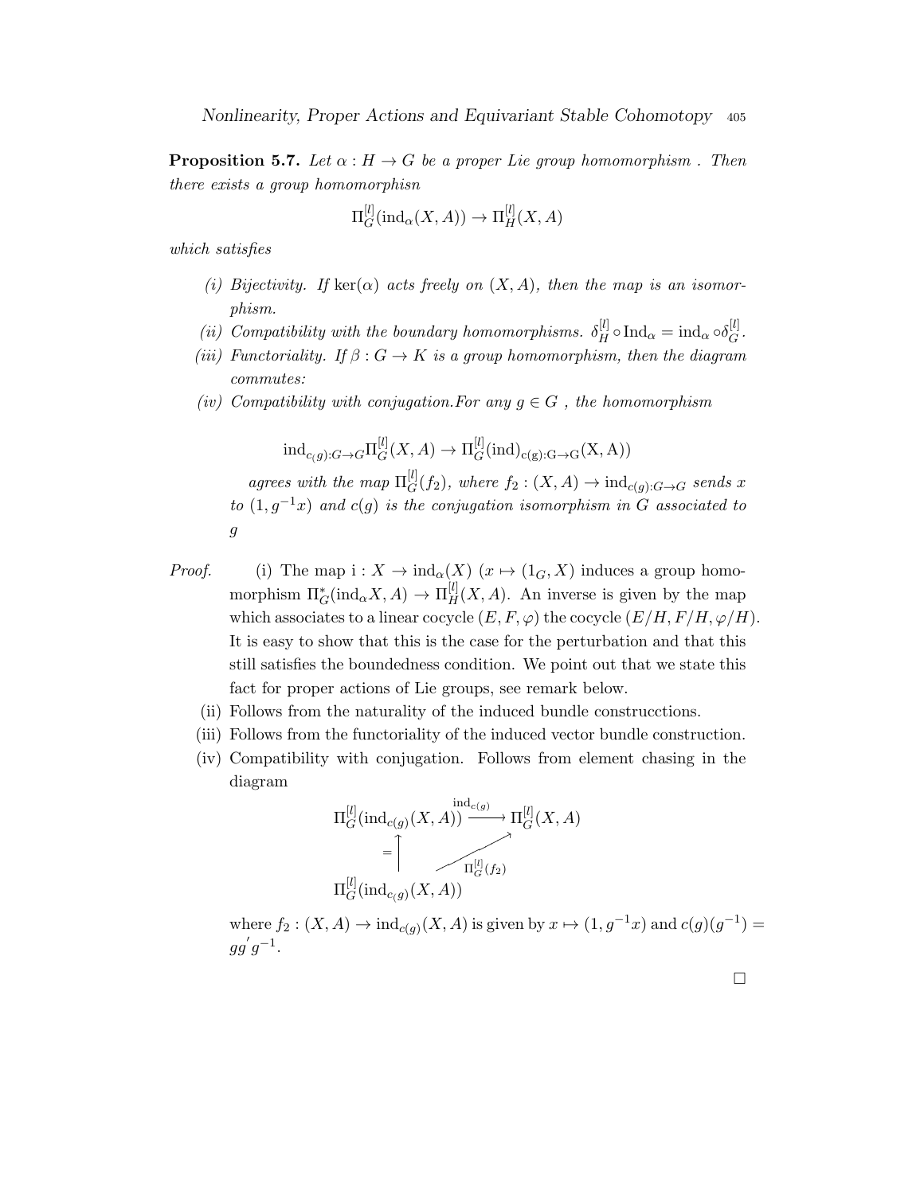**Proposition 5.7.** *Let $\alpha : H \to G$ be a proper Lie group homomorphism . Then there exists a group homomorphisn*

$$\Pi_G^{[l]}(\mathrm{ind}_\alpha(X, A)) \to \Pi_H^{[l]}(X, A)$$

*which satisfies*

- *(i) Bijectivity. If $\ker(\alpha)$ acts freely on $(X, A)$, then the map is an isomorphism.*
- *(ii) Compatibility with the boundary homomorphisms. $\delta_H^{[l]} \circ \mathrm{Ind}_\alpha = \mathrm{ind}_\alpha \circ \delta_G^{[l]}$.*
- *(iii) Functoriality. If $\beta : G \to K$ is a group homomorphism, then the diagram commutes:*
- *(iv) Compatibility with conjugation.For any $g \in G$ , the homomorphism*

$$\mathrm{ind}_{c(g):G\to G}\Pi_G^{[l]}(X, A) \to \Pi_G^{[l]}(\mathrm{ind})_{\mathrm{c(g):G\to G}}(\mathrm{X, A}))$$

*agrees with the map $\Pi_G^{[l]}(f_2)$, where $f_2 : (X, A) \to \mathrm{ind}_{c(g):G\to G}$ sends $x$ to $(1, g^{-1}x)$ and $c(g)$ is the conjugation isomorphism in $G$ associated to $g$*

*Proof.*

- (i) The map $\mathrm{i} : X \to \mathrm{ind}_\alpha(X)$ $(x \mapsto (1_G, X)$ induces a group homomorphism $\Pi_G^*(\mathrm{ind}_\alpha X, A) \to \Pi_H^{[l]}(X, A)$. An inverse is given by the map which associates to a linear cocycle $(E, F, \varphi)$ the cocycle $(E/H, F/H, \varphi/H)$. It is easy to show that this is the case for the perturbation and that this still satisfies the boundedness condition. We point out that we state this fact for proper actions of Lie groups, see remark below.
- (ii) Follows from the naturality of the induced bundle construcctions.
- (iii) Follows from the functoriality of the induced vector bundle construction.
- (iv) Compatibility with conjugation. Follows from element chasing in the diagram

$$\begin{array}{ccc}
\Pi_G^{[l]}(\mathrm{ind}_{c(g)}(X, A)) & \xrightarrow{\mathrm{ind}_{c(g)}} & \Pi_G^{[l]}(X, A) \\
{\scriptstyle =}\uparrow & \nearrow{\scriptstyle \Pi_G^{[l]}(f_2)} & \\
\Pi_G^{[l]}(\mathrm{ind}_{c(g)}(X, A)) & &
\end{array}$$

where $f_2 : (X, A) \to \mathrm{ind}_{c(g)}(X, A)$ is given by $x \mapsto (1, g^{-1}x)$ and $c(g)(g^{-1}) = gg^{'}g^{-1}$.

□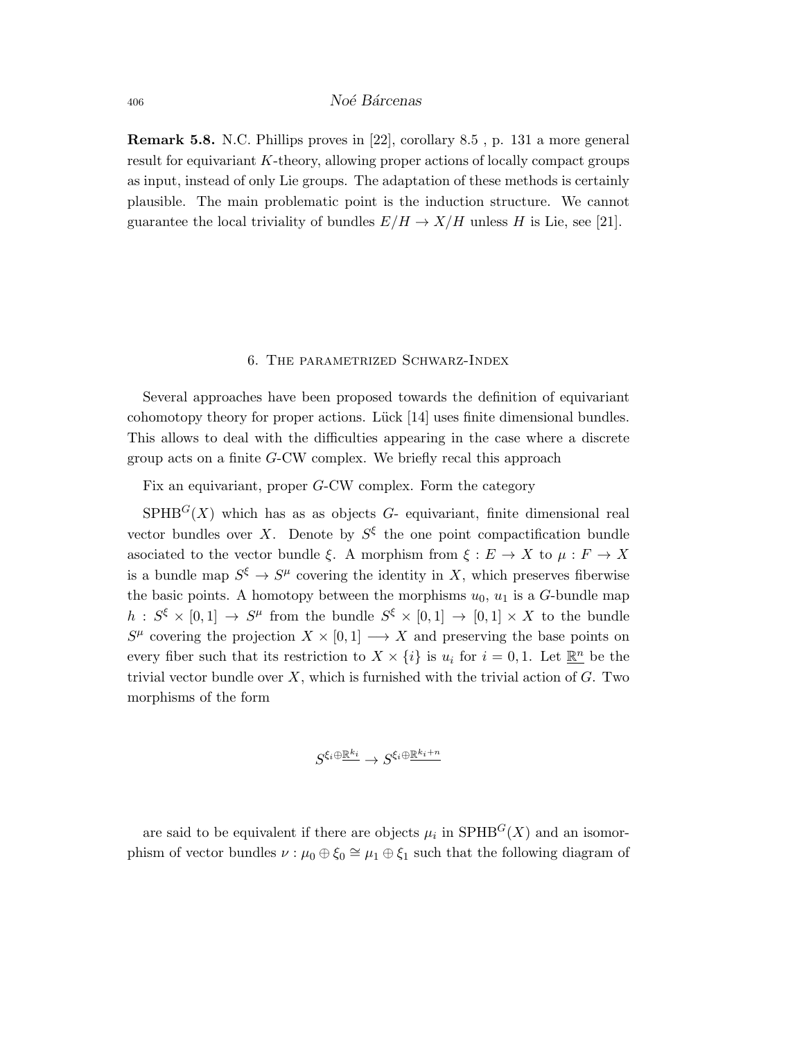**Remark 5.8.** N.C. Phillips proves in [22], corollary 8.5 , p. 131 a more general result for equivariant $K$-theory, allowing proper actions of locally compact groups as input, instead of only Lie groups. The adaptation of these methods is certainly plausible. The main problematic point is the induction structure. We cannot guarantee the local triviality of bundles $E/H \to X/H$ unless $H$ is Lie, see [21].

## 6. The parametrized Schwarz-Index

Several approaches have been proposed towards the definition of equivariant cohomotopy theory for proper actions. Lück [14] uses finite dimensional bundles. This allows to deal with the difficulties appearing in the case where a discrete group acts on a finite $G$-CW complex. We briefly recal this approach

Fix an equivariant, proper $G$-CW complex. Form the category

$\mathrm{SPHB}^G(X)$ which has as as objects $G$- equivariant, finite dimensional real vector bundles over $X$. Denote by $S^\xi$ the one point compactification bundle asociated to the vector bundle $\xi$. A morphism from $\xi : E \to X$ to $\mu : F \to X$ is a bundle map $S^\xi \to S^\mu$ covering the identity in $X$, which preserves fiberwise the basic points. A homotopy between the morphisms $u_0$, $u_1$ is a $G$-bundle map $h : S^\xi \times [0,1] \to S^\mu$ from the bundle $S^\xi \times [0,1] \to [0,1] \times X$ to the bundle $S^\mu$ covering the projection $X \times [0,1] \longrightarrow X$ and preserving the base points on every fiber such that its restriction to $X \times \{i\}$ is $u_i$ for $i = 0, 1$. Let $\underline{\mathbb{R}^n}$ be the trivial vector bundle over $X$, which is furnished with the trivial action of $G$. Two morphisms of the form

$$S^{\xi_i \oplus \underline{\mathbb{R}^{k_i}}} \to S^{\xi_i \oplus \underline{\mathbb{R}^{k_i+n}}}$$

are said to be equivalent if there are objects $\mu_i$ in $\mathrm{SPHB}^G(X)$ and an isomorphism of vector bundles $\nu : \mu_0 \oplus \xi_0 \cong \mu_1 \oplus \xi_1$ such that the following diagram of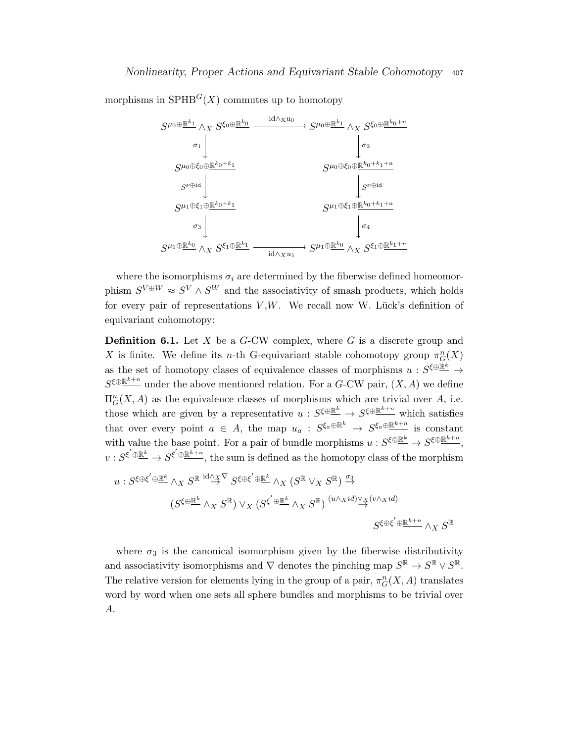morphisms in $\mathrm{SPHB}^G(X)$ commutes up to homotopy

$$
\begin{array}{ccc}
S^{\mu_0\oplus\underline{\mathbb{R}^{k_1}}} \wedge_X S^{\xi_0\oplus\underline{\mathbb{R}^{k_0}}} & \xrightarrow{\mathrm{id}\wedge_X u_0} & S^{\mu_0\oplus\underline{\mathbb{R}^{k_1}}} \wedge_X S^{\xi_0\oplus\underline{\mathbb{R}^{k_0+n}}} \\
\downarrow{\scriptstyle \sigma_1} & & \downarrow{\scriptstyle \sigma_2} \\
S^{\mu_0\oplus\xi_0\oplus\underline{\mathbb{R}^{k_0+k_1}}} & & S^{\mu_0\oplus\xi_0\oplus\underline{\mathbb{R}^{k_0+k_1+n}}} \\
\downarrow{\scriptstyle S^{\nu\oplus\mathrm{id}}} & & \downarrow{\scriptstyle S^{\nu\oplus\mathrm{id}}} \\
S^{\mu_1\oplus\xi_1\oplus\underline{\mathbb{R}^{k_0+k_1}}} & & S^{\mu_1\oplus\xi_1\oplus\underline{\mathbb{R}^{k_0+k_1+n}}} \\
\downarrow{\scriptstyle \sigma_3} & & \downarrow{\scriptstyle \sigma_4} \\
S^{\mu_1\oplus\underline{\mathbb{R}^{k_0}}} \wedge_X S^{\xi_1\oplus\underline{\mathbb{R}^{k_1}}} & \xrightarrow[\mathrm{id}\wedge_X u_1]{} & S^{\mu_1\oplus\underline{\mathbb{R}^{k_0}}} \wedge_X S^{\xi_1\oplus\underline{\mathbb{R}^{k_1+n}}}
\end{array}
$$

where the isomorphisms $\sigma_i$ are determined by the fiberwise defined homeomorphism $S^{V\oplus W} \approx S^V \wedge S^W$ and the associativity of smash products, which holds for every pair of representations $V$,$W$. We recall now W. Lück's definition of equivariant cohomotopy:

**Definition 6.1.** Let $X$ be a $G$-CW complex, where $G$ is a discrete group and $X$ is finite. We define its $n$-th G-equivariant stable cohomotopy group $\pi^n_G(X)$ as the set of homotopy clases of equivalence classes of morphisms $u : S^{\xi\oplus\underline{\mathbb{R}^k}} \to S^{\xi\oplus\underline{\mathbb{R}^{k+n}}}$ under the above mentioned relation. For a $G$-CW pair, $(X, A)$ we define $\Pi^n_G(X, A)$ as the equivalence classes of morphisms which are trivial over $A$, i.e. those which are given by a representative $u : S^{\xi\oplus\underline{\mathbb{R}^k}} \to S^{\xi\oplus\underline{\mathbb{R}^{k+n}}}$ which satisfies that over every point $a \in A$, the map $u_a : S^{\xi_a\oplus\mathbb{R}^k} \to S^{\xi_a\oplus\underline{\mathbb{R}^{k+n}}}$ is constant with value the base point. For a pair of bundle morphisms $u : S^{\xi\oplus\underline{\mathbb{R}^k}} \to S^{\xi\oplus\underline{\mathbb{R}^{k+n}}}$, $v : S^{\xi'\oplus\underline{\mathbb{R}^k}} \to S^{\xi'\oplus\underline{\mathbb{R}^{k+n}}}$, the sum is defined as the homotopy class of the morphism

$$
\begin{aligned}
u : S^{\xi\oplus\xi'\oplus\underline{\mathbb{R}^k}} \wedge_X S^{\mathbb{R}} &\overset{\mathrm{id}\wedge_X\nabla}{\to} S^{\xi\oplus\xi'\oplus\underline{\mathbb{R}^k}} \wedge_X (S^{\mathbb{R}} \vee_X S^{\mathbb{R}}) \overset{\sigma_3}{\to} \\
&(S^{\xi\oplus\underline{\mathbb{R}^k}} \wedge_X S^{\mathbb{R}}) \vee_X (S^{\xi'\oplus\underline{\mathbb{R}^k}} \wedge_X S^{\mathbb{R}}) \overset{(u\wedge_X id)\vee_X(v\wedge_X id)}{\to} \\
&\qquad\qquad S^{\xi\oplus\xi'\oplus\underline{\mathbb{R}^{k+n}}} \wedge_X S^{\mathbb{R}}
\end{aligned}
$$

where $\sigma_3$ is the canonical isomorphism given by the fiberwise distributivity and associativity isomorphisms and $\nabla$ denotes the pinching map $S^{\mathbb{R}} \to S^{\mathbb{R}} \vee S^{\mathbb{R}}$. The relative version for elements lying in the group of a pair, $\pi^n_G(X, A)$ translates word by word when one sets all sphere bundles and morphisms to be trivial over $A$.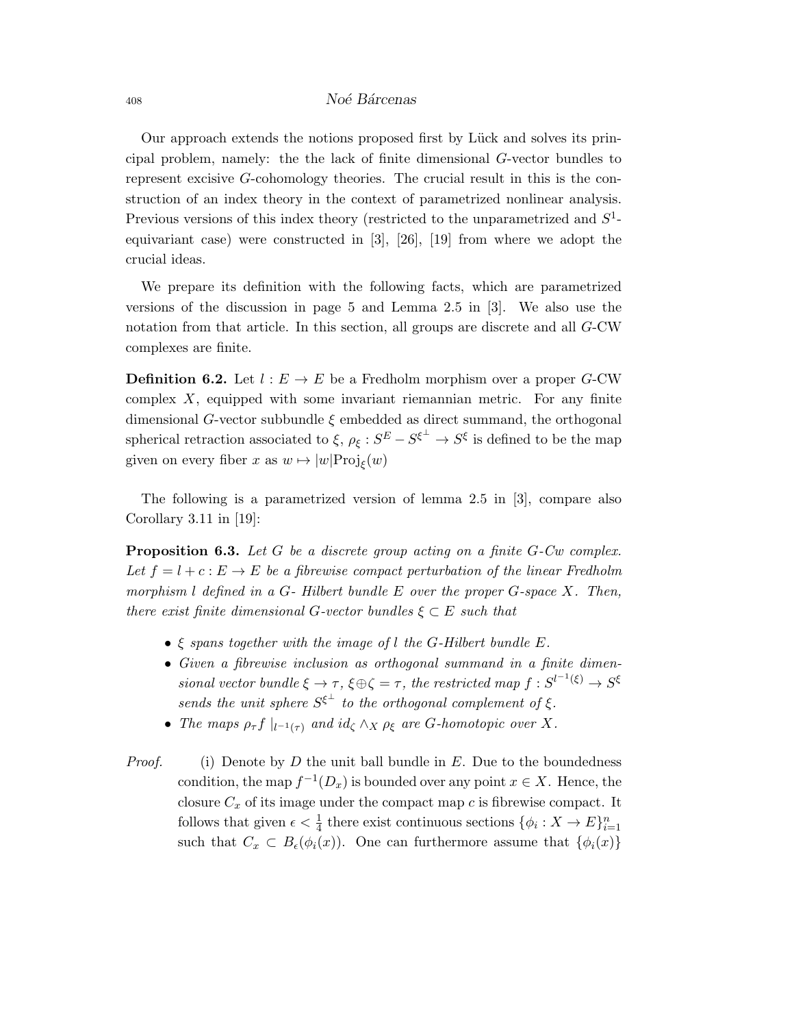Our approach extends the notions proposed first by Lück and solves its principal problem, namely: the the lack of finite dimensional $G$-vector bundles to represent excisive $G$-cohomology theories. The crucial result in this is the construction of an index theory in the context of parametrized nonlinear analysis. Previous versions of this index theory (restricted to the unparametrized and $S^1$-equivariant case) were constructed in [3], [26], [19] from where we adopt the crucial ideas.

We prepare its definition with the following facts, which are parametrized versions of the discussion in page 5 and Lemma 2.5 in [3]. We also use the notation from that article. In this section, all groups are discrete and all $G$-CW complexes are finite.

**Definition 6.2.** Let $l : E \to E$ be a Fredholm morphism over a proper $G$-CW complex $X$, equipped with some invariant riemannian metric. For any finite dimensional $G$-vector subbundle $\xi$ embedded as direct summand, the orthogonal spherical retraction associated to $\xi$, $\rho_\xi : S^E - S^{\xi^\perp} \to S^\xi$ is defined to be the map given on every fiber $x$ as $w \mapsto |w|\mathrm{Proj}_\xi(w)$

The following is a parametrized version of lemma 2.5 in [3], compare also Corollary 3.11 in [19]:

**Proposition 6.3.** *Let $G$ be a discrete group acting on a finite $G$-Cw complex. Let $f = l + c : E \to E$ be a fibrewise compact perturbation of the linear Fredholm morphism $l$ defined in a $G$- Hilbert bundle $E$ over the proper $G$-space $X$. Then, there exist finite dimensional $G$-vector bundles $\xi \subset E$ such that*

- *$\xi$ spans together with the image of $l$ the $G$-Hilbert bundle $E$.*
- *Given a fibrewise inclusion as orthogonal summand in a finite dimensional vector bundle $\xi \to \tau$, $\xi \oplus \zeta = \tau$, the restricted map $f : S^{l^{-1}(\xi)} \to S^\xi$ sends the unit sphere $S^{\xi^\perp}$ to the orthogonal complement of $\xi$.*
- *The maps $\rho_\tau f \mid_{l^{-1}(\tau)}$ and $id_\zeta \wedge_X \rho_\xi$ are $G$-homotopic over $X$.*

*Proof.* (i) Denote by $D$ the unit ball bundle in $E$. Due to the boundedness condition, the map $f^{-1}(D_x)$ is bounded over any point $x \in X$. Hence, the closure $C_x$ of its image under the compact map $c$ is fibrewise compact. It follows that given $\epsilon < \frac{1}{4}$ there exist continuous sections $\{\phi_i : X \to E\}_{i=1}^n$ such that $C_x \subset B_\epsilon(\phi_i(x))$. One can furthermore assume that $\{\phi_i(x)\}$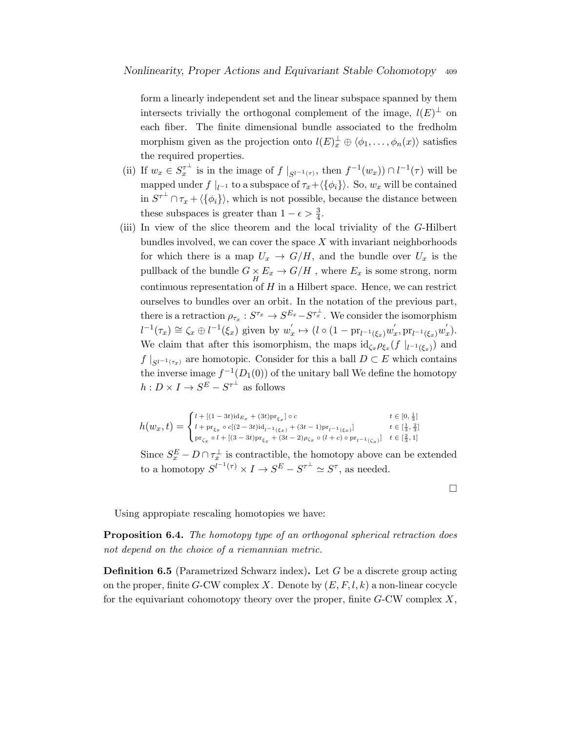form a linearly independent set and the linear subspace spanned by them intersects trivially the orthogonal complement of the image, $l(E)^{\perp}$ on each fiber. The finite dimensional bundle associated to the fredholm morphism given as the projection onto $l(E)_x^{\perp} \oplus \langle \phi_1, \ldots, \phi_n(x) \rangle$ satisfies the required properties.

(ii) If $w_x \in S_x^{\tau^{\perp}}$ is in the image of $f\mid_{S^{l^{-1}(\tau)}}$, then $f^{-1}(w_x)) \cap l^{-1}(\tau)$ will be mapped under $f\mid_{l^{-1}}$ to a subspace of $\tau_x + \langle \{\phi_i\} \rangle$. So, $w_x$ will be contained in $S^{\tau^{\perp}} \cap \tau_x + \langle \{\phi_i\} \rangle$, which is not possible, because the distance between these subspaces is greater than $1 - \epsilon > \frac{3}{4}$.

(iii) In view of the slice theorem and the local triviality of the $G$-Hilbert bundles involved, we can cover the space $X$ with invariant neighborhoods for which there is a map $U_x \to G/H$, and the bundle over $U_x$ is the pullback of the bundle $G \underset{H}{\times} E_x \to G/H$ , where $E_x$ is some strong, norm continuous representation of $H$ in a Hilbert space. Hence, we can restrict ourselves to bundles over an orbit. In the notation of the previous part, there is a retraction $\rho_{\tau_x} : S^{\tau_x} \to S^{E_x} - S^{\tau_x^{\perp}}$. We consider the isomorphism $l^{-1}(\tau_x) \cong \zeta_x \oplus l^{-1}(\xi_x)$ given by $w_x^{'} \mapsto (l \circ (1 - \mathrm{pr}_{l^{-1}(\xi_x)} w_x^{'}, \mathrm{pr}_{l^{-1}(\xi_x)} w_x^{'})$. We claim that after this isomorphism, the maps $\mathrm{id}_{\zeta_x} \rho_{\xi_x}(f\mid_{l^{-1}(\xi_x)})$ and $f\mid_{S^{l^{-1}(\tau_x)}}$ are homotopic. Consider for this a ball $D \subset E$ which contains the inverse image $f^{-1}(D_1(0))$ of the unitary ball We define the homotopy $h : D \times I \to S^E - S^{\tau^{\perp}}$ as follows

$$h(w_x, t) = \begin{cases} l + [(1-3t)\mathrm{id}_{E_x} + (3t)\mathrm{pr}_{\xi_x}] \circ c & t \in [0, \frac{1}{3}] \\ l + \mathrm{pr}_{\xi_x} \circ c[(2-3t)\mathrm{id}_{l^{-1}(\xi_x)} + (3t-1)\mathrm{pr}_{l^{-1}(\xi_x)}] & t \in [\frac{1}{3}, \frac{2}{3}] \\ \mathrm{pr}_{\zeta_x} \circ l + [(3-3t)\mathrm{pr}_{\xi_x} + (3t-2)\rho_{\zeta_x} \circ (l + c) \circ \mathrm{pr}_{l^{-1}(\zeta_x)}] & t \in [\frac{2}{3}, 1] \end{cases}$$

Since $S_x^E - D \cap \tau_x^{\perp}$ is contractible, the homotopy above can be extended to a homotopy $S^{l^{-1}(\tau)} \times I \to S^E - S^{\tau^{\perp}} \simeq S^{\tau}$, as needed.

□

Using appropiate rescaling homotopies we have:

**Proposition 6.4.** *The homotopy type of an orthogonal spherical retraction does not depend on the choice of a riemannian metric.*

**Definition 6.5** (Parametrized Schwarz index)**.** Let $G$ be a discrete group acting on the proper, finite $G$-CW complex $X$. Denote by $(E, F, l, k)$ a non-linear cocycle for the equivariant cohomotopy theory over the proper, finite $G$-CW complex $X$,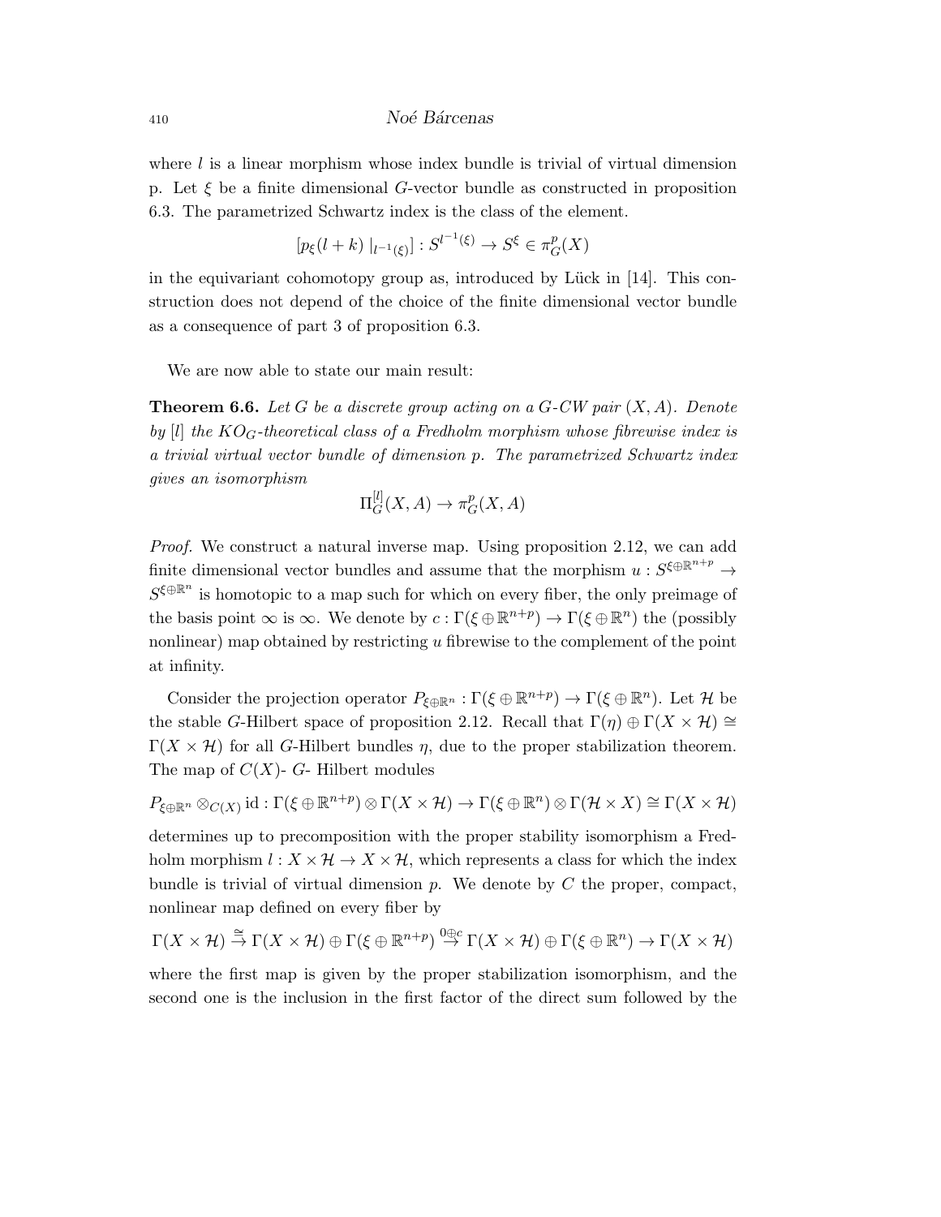where $l$ is a linear morphism whose index bundle is trivial of virtual dimension p. Let $\xi$ be a finite dimensional $G$-vector bundle as constructed in proposition 6.3. The parametrized Schwartz index is the class of the element.

$$[p_\xi(l+k)\mid_{l^{-1}(\xi)}] : S^{l^{-1}(\xi)} \to S^\xi \in \pi_G^p(X)$$

in the equivariant cohomotopy group as, introduced by Lück in [14]. This construction does not depend of the choice of the finite dimensional vector bundle as a consequence of part 3 of proposition 6.3.

We are now able to state our main result:

**Theorem 6.6.** *Let $G$ be a discrete group acting on a $G$-CW pair $(X, A)$. Denote by $[l]$ the $KO_G$-theoretical class of a Fredholm morphism whose fibrewise index is a trivial virtual vector bundle of dimension $p$. The parametrized Schwartz index gives an isomorphism*

$$\Pi_G^{[l]}(X, A) \to \pi_G^p(X, A)$$

*Proof.* We construct a natural inverse map. Using proposition 2.12, we can add finite dimensional vector bundles and assume that the morphism $u : S^{\xi \oplus \mathbb{R}^{n+p}} \to S^{\xi \oplus \mathbb{R}^n}$ is homotopic to a map such for which on every fiber, the only preimage of the basis point $\infty$ is $\infty$. We denote by $c : \Gamma(\xi \oplus \mathbb{R}^{n+p}) \to \Gamma(\xi \oplus \mathbb{R}^n)$ the (possibly nonlinear) map obtained by restricting $u$ fibrewise to the complement of the point at infinity.

Consider the projection operator $P_{\xi \oplus \mathbb{R}^n} : \Gamma(\xi \oplus \mathbb{R}^{n+p}) \to \Gamma(\xi \oplus \mathbb{R}^n)$. Let $\mathcal{H}$ be the stable $G$-Hilbert space of proposition 2.12. Recall that $\Gamma(\eta) \oplus \Gamma(X \times \mathcal{H}) \cong \Gamma(X \times \mathcal{H})$ for all $G$-Hilbert bundles $\eta$, due to the proper stabilization theorem. The map of $C(X)$- $G$- Hilbert modules

$$P_{\xi \oplus \mathbb{R}^n} \otimes_{C(X)} \mathrm{id} : \Gamma(\xi \oplus \mathbb{R}^{n+p}) \otimes \Gamma(X \times \mathcal{H}) \to \Gamma(\xi \oplus \mathbb{R}^n) \otimes \Gamma(\mathcal{H} \times X) \cong \Gamma(X \times \mathcal{H})$$

determines up to precomposition with the proper stability isomorphism a Fredholm morphism $l : X \times \mathcal{H} \to X \times \mathcal{H}$, which represents a class for which the index bundle is trivial of virtual dimension $p$. We denote by $C$ the proper, compact, nonlinear map defined on every fiber by

$$\Gamma(X \times \mathcal{H}) \overset{\cong}{\to} \Gamma(X \times \mathcal{H}) \oplus \Gamma(\xi \oplus \mathbb{R}^{n+p}) \overset{0 \oplus c}{\to} \Gamma(X \times \mathcal{H}) \oplus \Gamma(\xi \oplus \mathbb{R}^n) \to \Gamma(X \times \mathcal{H})$$

where the first map is given by the proper stabilization isomorphism, and the second one is the inclusion in the first factor of the direct sum followed by the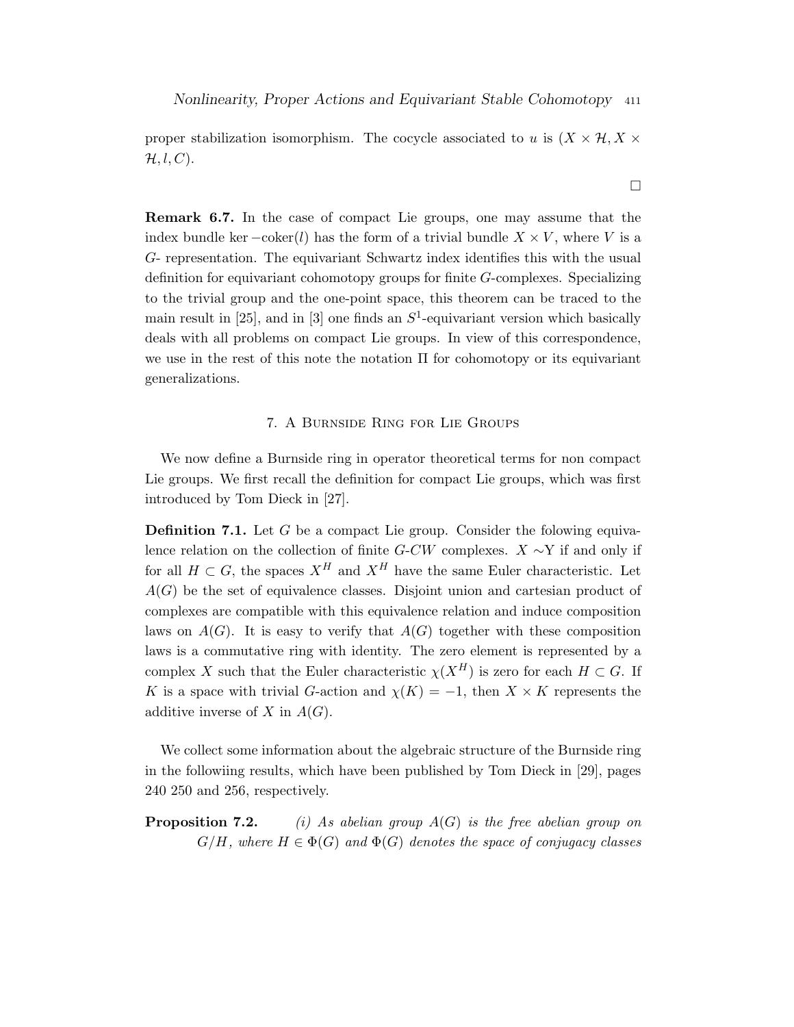proper stabilization isomorphism. The cocycle associated to $u$ is $(X \times \mathcal{H}, X \times \mathcal{H}, l, C)$.

□

**Remark 6.7.** In the case of compact Lie groups, one may assume that the index bundle $\ker - \mathrm{coker}(l)$ has the form of a trivial bundle $X \times V$, where $V$ is a $G$- representation. The equivariant Schwartz index identifies this with the usual definition for equivariant cohomotopy groups for finite $G$-complexes. Specializing to the trivial group and the one-point space, this theorem can be traced to the main result in [25], and in [3] one finds an $S^1$-equivariant version which basically deals with all problems on compact Lie groups. In view of this correspondence, we use in the rest of this note the notation $\Pi$ for cohomotopy or its equivariant generalizations.

## 7. A Burnside Ring for Lie Groups

We now define a Burnside ring in operator theoretical terms for non compact Lie groups. We first recall the definition for compact Lie groups, which was first introduced by Tom Dieck in [27].

**Definition 7.1.** Let $G$ be a compact Lie group. Consider the folowing equivalence relation on the collection of finite $G$-$CW$ complexes. $X \sim$Y if and only if for all $H \subset G$, the spaces $X^H$ and $X^H$ have the same Euler characteristic. Let $A(G)$ be the set of equivalence classes. Disjoint union and cartesian product of complexes are compatible with this equivalence relation and induce composition laws on $A(G)$. It is easy to verify that $A(G)$ together with these composition laws is a commutative ring with identity. The zero element is represented by a complex $X$ such that the Euler characteristic $\chi(X^H)$ is zero for each $H \subset G$. If $K$ is a space with trivial $G$-action and $\chi(K) = -1$, then $X \times K$ represents the additive inverse of $X$ in $A(G)$.

We collect some information about the algebraic structure of the Burnside ring in the followiing results, which have been published by Tom Dieck in [29], pages 240 250 and 256, respectively.

**Proposition 7.2.** *(i) As abelian group $A(G)$ is the free abelian group on $G/H$, where $H \in \Phi(G)$ and $\Phi(G)$ denotes the space of conjugacy classes*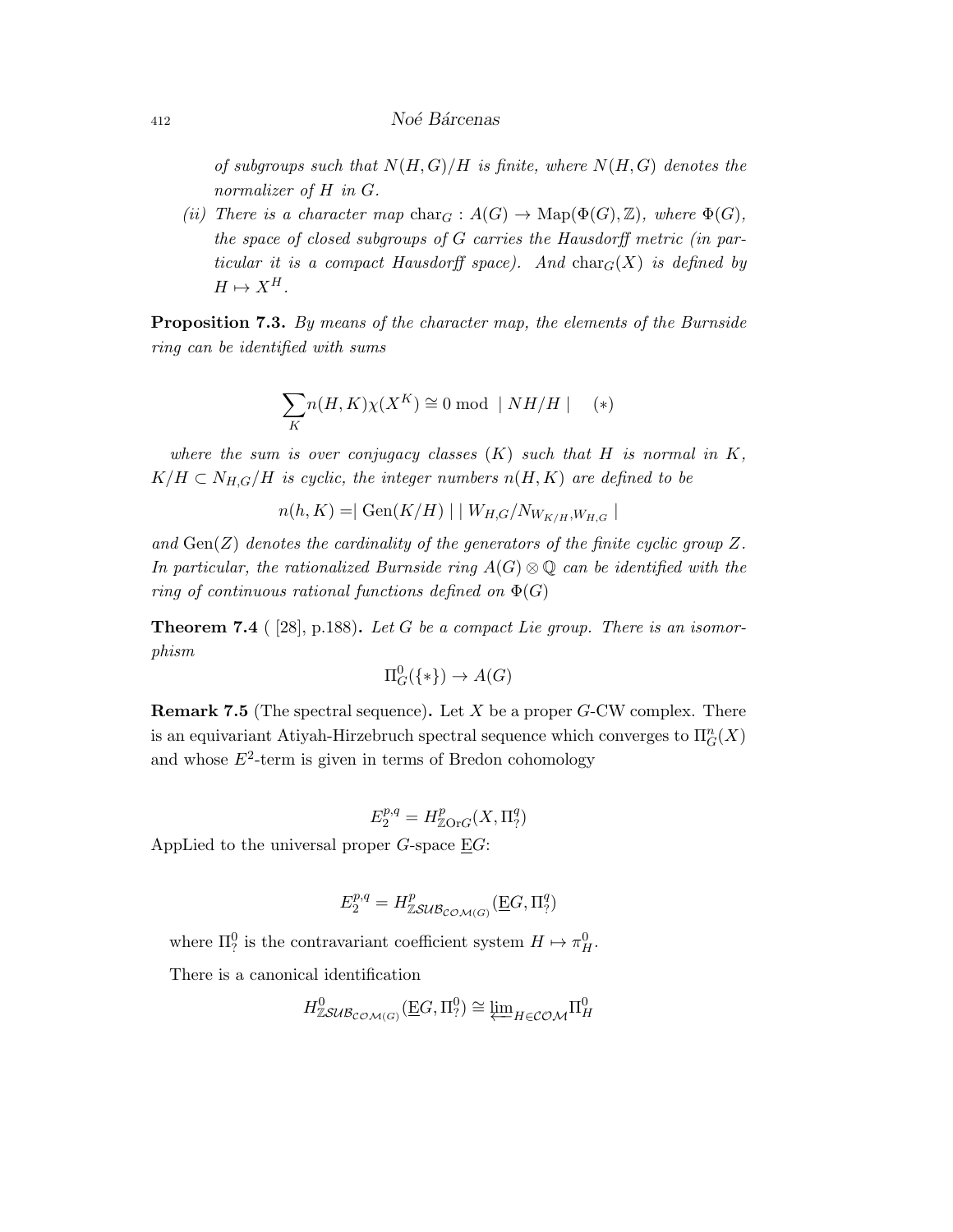*of subgroups such that $N(H,G)/H$ is finite, where $N(H,G)$ denotes the normalizer of $H$ in $G$.*

*(ii) There is a character map $\mathrm{char}_G : A(G) \to \mathrm{Map}(\Phi(G), \mathbb{Z})$, where $\Phi(G)$, the space of closed subgroups of $G$ carries the Hausdorff metric (in particular it is a compact Hausdorff space). And $\mathrm{char}_G(X)$ is defined by $H \mapsto X^H$.*

**Proposition 7.3.** *By means of the character map, the elements of the Burnside ring can be identified with sums*

$$\sum_K n(H,K)\chi(X^K) \cong 0 \bmod \mid NH/H \mid \qquad (*)$$

*where the sum is over conjugacy classes $(K)$ such that $H$ is normal in $K$, $K/H \subset N_{H,G}/H$ is cyclic, the integer numbers $n(H,K)$ are defined to be*

$$n(h,K) = \mid \mathrm{Gen}(K/H) \mid \mid W_{H,G}/N_{W_{K/H},W_{H,G}} \mid$$

*and $\mathrm{Gen}(Z)$ denotes the cardinality of the generators of the finite cyclic group $Z$. In particular, the rationalized Burnside ring $A(G) \otimes \mathbb{Q}$ can be identified with the ring of continuous rational functions defined on $\Phi(G)$*

**Theorem 7.4** ( [28], p.188)**.** *Let $G$ be a compact Lie group. There is an isomorphism*

$$\Pi^0_G(\{*\}) \to A(G)$$

**Remark 7.5** (The spectral sequence)**.** Let $X$ be a proper $G$-CW complex. There is an equivariant Atiyah-Hirzebruch spectral sequence which converges to $\Pi^n_G(X)$ and whose $E^2$-term is given in terms of Bredon cohomology

$$E_2^{p,q} = H^p_{\mathbb{Z}\mathrm{Or}G}(X, \Pi^q_?)$$

AppLied to the universal proper $G$-space $\underline{E}G$:

$$E_2^{p,q} = H^p_{\mathbb{Z}\mathcal{SUB}_{\mathcal{COM}(G)}}(\underline{E}G, \Pi^q_?)$$

where $\Pi^0_?$ is the contravariant coefficient system $H \mapsto \pi^0_H$.

There is a canonical identification

$$H^0_{\mathbb{Z}\mathcal{SUB}_{\mathcal{COM}(G)}}(\underline{E}G, \Pi^0_?) \cong \varprojlim_{H \in \mathcal{COM}} \Pi^0_H$$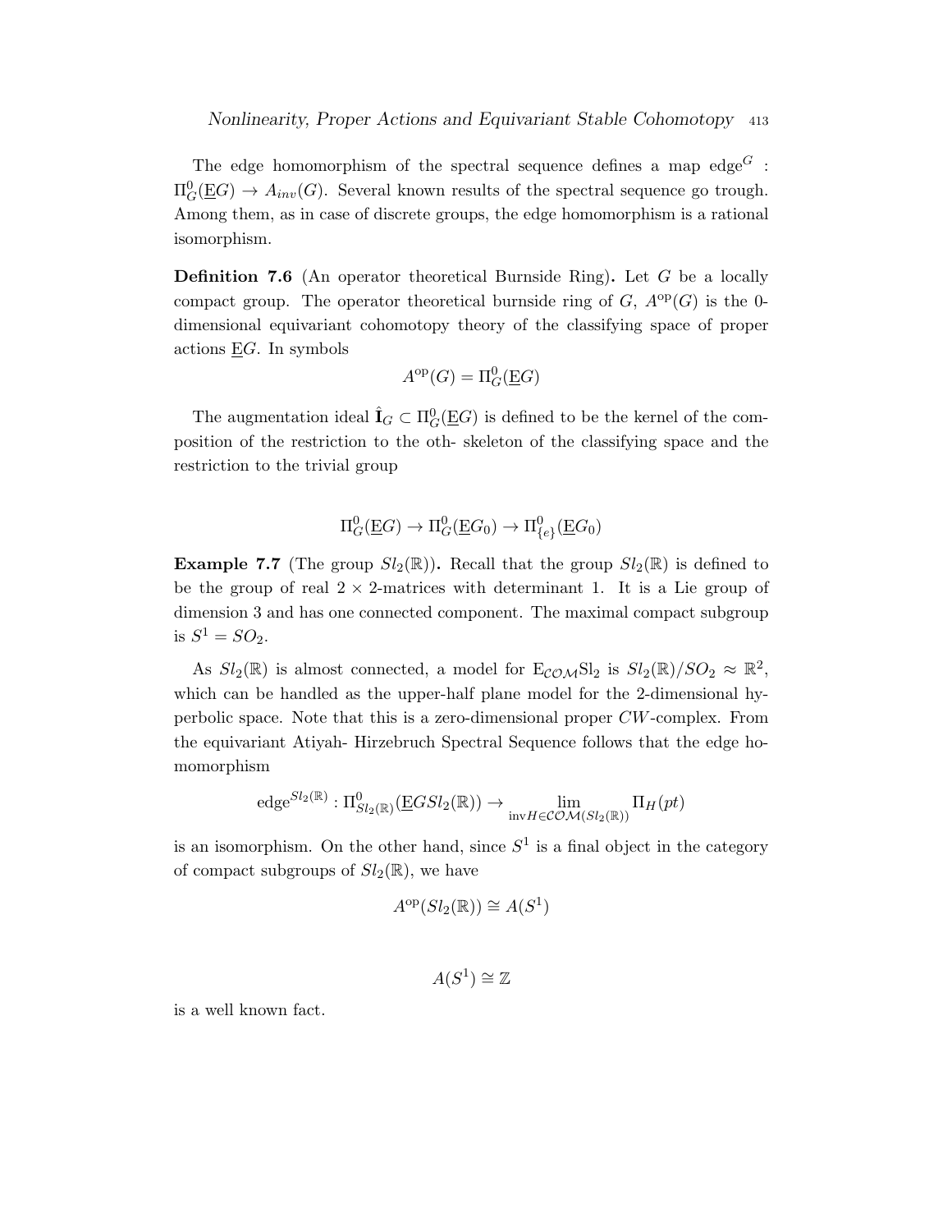The edge homomorphism of the spectral sequence defines a map $\text{edge}^G : \Pi^0_G(\underline{E}G) \to A_{inv}(G)$. Several known results of the spectral sequence go trough. Among them, as in case of discrete groups, the edge homomorphism is a rational isomorphism.

**Definition 7.6** (An operator theoretical Burnside Ring)**.** Let $G$ be a locally compact group. The operator theoretical burnside ring of $G$, $A^{\text{op}}(G)$ is the 0-dimensional equivariant cohomotopy theory of the classifying space of proper actions $\underline{E}G$. In symbols

$$A^{\text{op}}(G) = \Pi^0_G(\underline{E}G)$$

The augmentation ideal $\hat{\mathbf{I}}_G \subset \Pi^0_G(\underline{E}G)$ is defined to be the kernel of the composition of the restriction to the oth- skeleton of the classifying space and the restriction to the trivial group

$$\Pi^0_G(\underline{E}G) \to \Pi^0_G(\underline{E}G_0) \to \Pi^0_{\{e\}}(\underline{E}G_0)$$

**Example 7.7** (The group $Sl_2(\mathbb{R})$)**.** Recall that the group $Sl_2(\mathbb{R})$ is defined to be the group of real $2 \times 2$-matrices with determinant 1. It is a Lie group of dimension 3 and has one connected component. The maximal compact subgroup is $S^1 = SO_2$.

As $Sl_2(\mathbb{R})$ is almost connected, a model for $\mathrm{E}_{\mathcal{COM}}\mathrm{Sl}_2$ is $Sl_2(\mathbb{R})/SO_2 \approx \mathbb{R}^2$, which can be handled as the upper-half plane model for the 2-dimensional hyperbolic space. Note that this is a zero-dimensional proper $CW$-complex. From the equivariant Atiyah- Hirzebruch Spectral Sequence follows that the edge homomorphism

$$\text{edge}^{Sl_2(\mathbb{R})} : \Pi^0_{Sl_2(\mathbb{R})}(\underline{E}GSl_2(\mathbb{R})) \to \lim_{\text{inv}H \in \mathcal{COM}(Sl_2(\mathbb{R}))} \Pi_H(pt)$$

is an isomorphism. On the other hand, since $S^1$ is a final object in the category of compact subgroups of $Sl_2(\mathbb{R})$, we have

$$A^{\text{op}}(Sl_2(\mathbb{R})) \cong A(S^1)$$

$$A(S^1) \cong \mathbb{Z}$$

is a well known fact.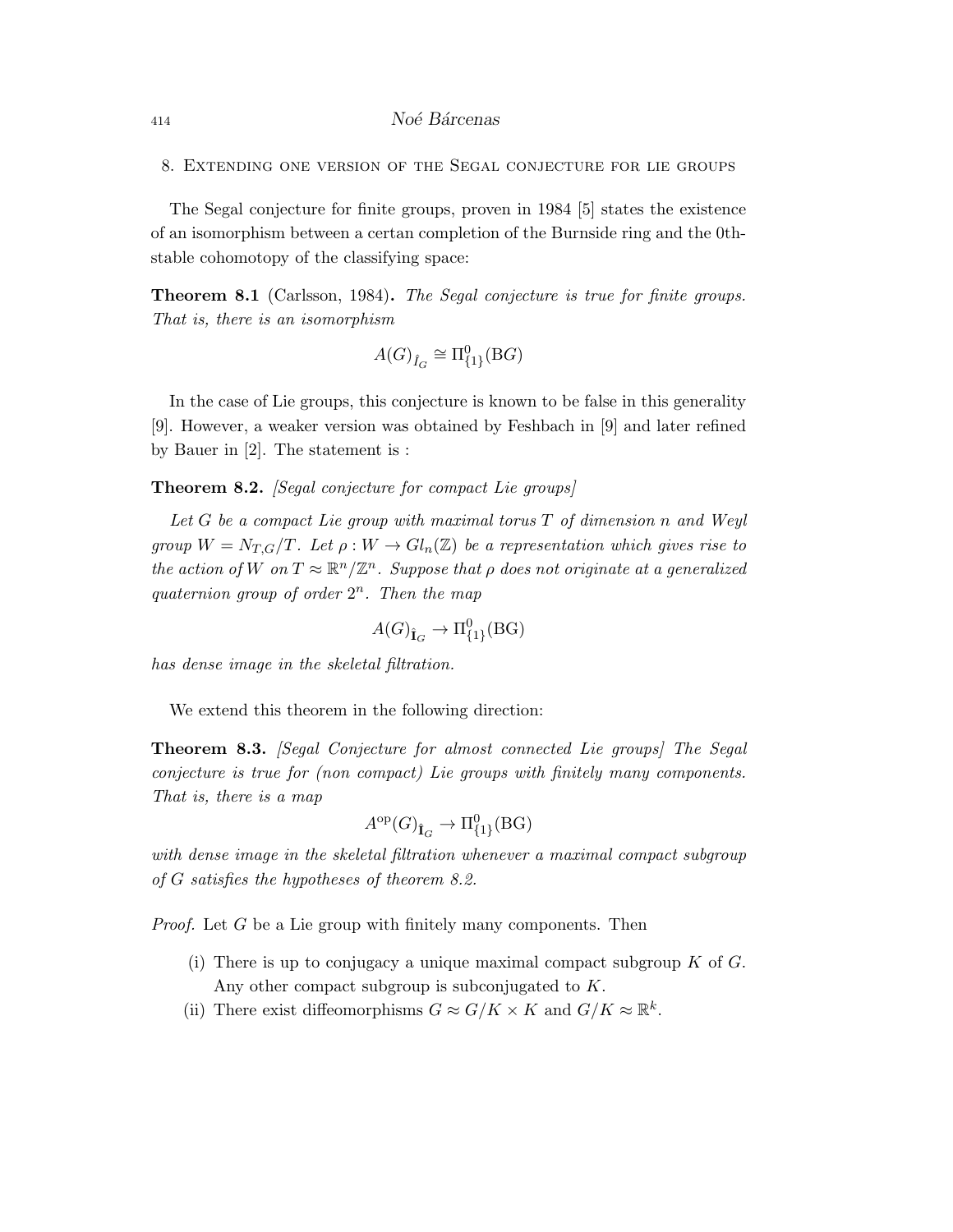## 8. Extending one version of the Segal conjecture for lie groups

The Segal conjecture for finite groups, proven in 1984 [5] states the existence of an isomorphism between a certan completion of the Burnside ring and the 0th-stable cohomotopy of the classifying space:

**Theorem 8.1** (Carlsson, 1984)**.** *The Segal conjecture is true for finite groups. That is, there is an isomorphism*

$$A(G)_{\hat{I}_G} \cong \Pi^0_{\{1\}}(\mathrm{B}G)$$

In the case of Lie groups, this conjecture is known to be false in this generality [9]. However, a weaker version was obtained by Feshbach in [9] and later refined by Bauer in [2]. The statement is :

**Theorem 8.2.** *[Segal conjecture for compact Lie groups]*

*Let $G$ be a compact Lie group with maximal torus $T$ of dimension $n$ and Weyl group $W = N_{T,G}/T$. Let $\rho : W \to Gl_n(\mathbb{Z})$ be a representation which gives rise to the action of $W$ on $T \approx \mathbb{R}^n/\mathbb{Z}^n$. Suppose that $\rho$ does not originate at a generalized quaternion group of order $2^n$. Then the map*

$$A(G)_{\hat{\mathbf{I}}_G} \to \Pi^0_{\{1\}}(\mathrm{BG})$$

*has dense image in the skeletal filtration.*

We extend this theorem in the following direction:

**Theorem 8.3.** *[Segal Conjecture for almost connected Lie groups] The Segal conjecture is true for (non compact) Lie groups with finitely many components. That is, there is a map*

$$A^{\mathrm{op}}(G)_{\hat{\mathbf{I}}_G} \to \Pi^0_{\{1\}}(\mathrm{BG})$$

*with dense image in the skeletal filtration whenever a maximal compact subgroup of $G$ satisfies the hypotheses of theorem 8.2.*

*Proof.* Let $G$ be a Lie group with finitely many components. Then

(i) There is up to conjugacy a unique maximal compact subgroup $K$ of $G$. Any other compact subgroup is subconjugated to $K$.

(ii) There exist diffeomorphisms $G \approx G/K \times K$ and $G/K \approx \mathbb{R}^k$.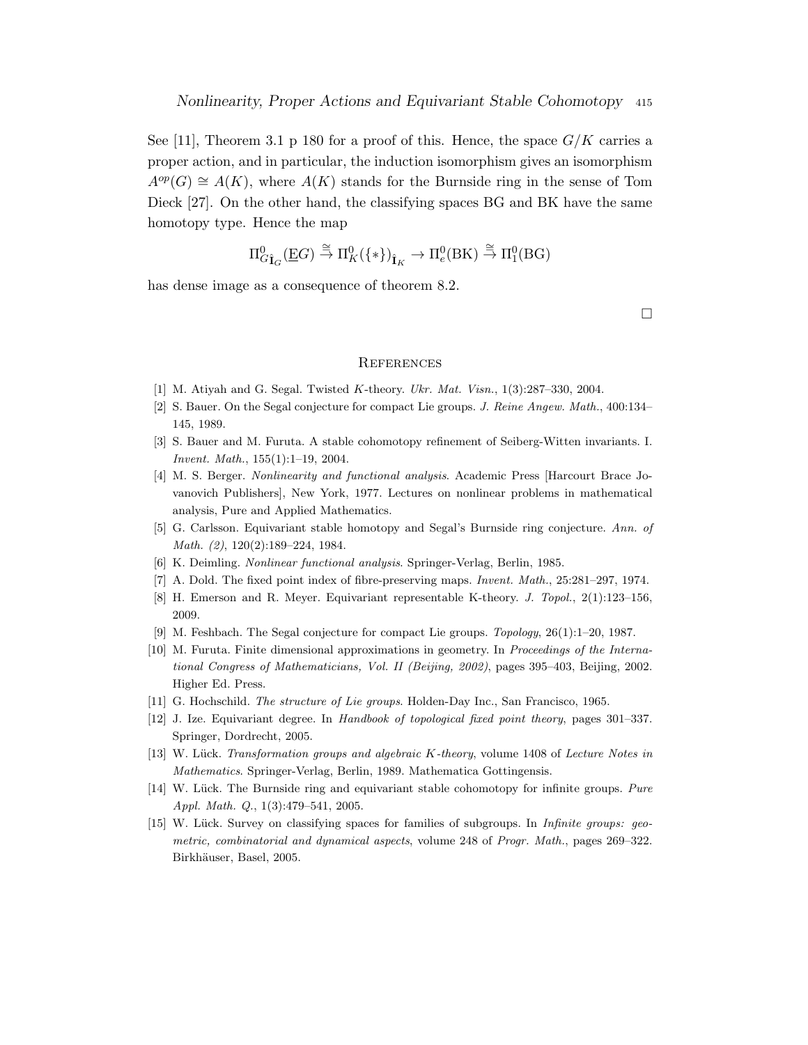See [11], Theorem 3.1 p 180 for a proof of this. Hence, the space $G/K$ carries a proper action, and in particular, the induction isomorphism gives an isomorphism $A^{op}(G) \cong A(K)$, where $A(K)$ stands for the Burnside ring in the sense of Tom Dieck [27]. On the other hand, the classifying spaces BG and BK have the same homotopy type. Hence the map

$$\Pi^0_{G\hat{\mathbf{I}}_G}(\underline{E}G) \overset{\cong}{\to} \Pi^0_K(\{*\})_{\hat{\mathbf{I}}_K} \to \Pi^0_e(\mathrm{BK}) \overset{\cong}{\to} \Pi^0_1(\mathrm{BG})$$

has dense image as a consequence of theorem 8.2.

□

## References

[1] M. Atiyah and G. Segal. Twisted $K$-theory. *Ukr. Mat. Visn.*, 1(3):287–330, 2004.

[2] S. Bauer. On the Segal conjecture for compact Lie groups. *J. Reine Angew. Math.*, 400:134–145, 1989.

[3] S. Bauer and M. Furuta. A stable cohomotopy refinement of Seiberg-Witten invariants. I. *Invent. Math.*, 155(1):1–19, 2004.

[4] M. S. Berger. *Nonlinearity and functional analysis*. Academic Press [Harcourt Brace Jovanovich Publishers], New York, 1977. Lectures on nonlinear problems in mathematical analysis, Pure and Applied Mathematics.

[5] G. Carlsson. Equivariant stable homotopy and Segal's Burnside ring conjecture. *Ann. of Math. (2)*, 120(2):189–224, 1984.

[6] K. Deimling. *Nonlinear functional analysis*. Springer-Verlag, Berlin, 1985.

[7] A. Dold. The fixed point index of fibre-preserving maps. *Invent. Math.*, 25:281–297, 1974.

[8] H. Emerson and R. Meyer. Equivariant representable K-theory. *J. Topol.*, 2(1):123–156, 2009.

[9] M. Feshbach. The Segal conjecture for compact Lie groups. *Topology*, 26(1):1–20, 1987.

[10] M. Furuta. Finite dimensional approximations in geometry. In *Proceedings of the International Congress of Mathematicians, Vol. II (Beijing, 2002)*, pages 395–403, Beijing, 2002. Higher Ed. Press.

[11] G. Hochschild. *The structure of Lie groups*. Holden-Day Inc., San Francisco, 1965.

[12] J. Ize. Equivariant degree. In *Handbook of topological fixed point theory*, pages 301–337. Springer, Dordrecht, 2005.

[13] W. Lück. *Transformation groups and algebraic $K$-theory*, volume 1408 of *Lecture Notes in Mathematics*. Springer-Verlag, Berlin, 1989. Mathematica Gottingensis.

[14] W. Lück. The Burnside ring and equivariant stable cohomotopy for infinite groups. *Pure Appl. Math. Q.*, 1(3):479–541, 2005.

[15] W. Lück. Survey on classifying spaces for families of subgroups. In *Infinite groups: geometric, combinatorial and dynamical aspects*, volume 248 of *Progr. Math.*, pages 269–322. Birkhäuser, Basel, 2005.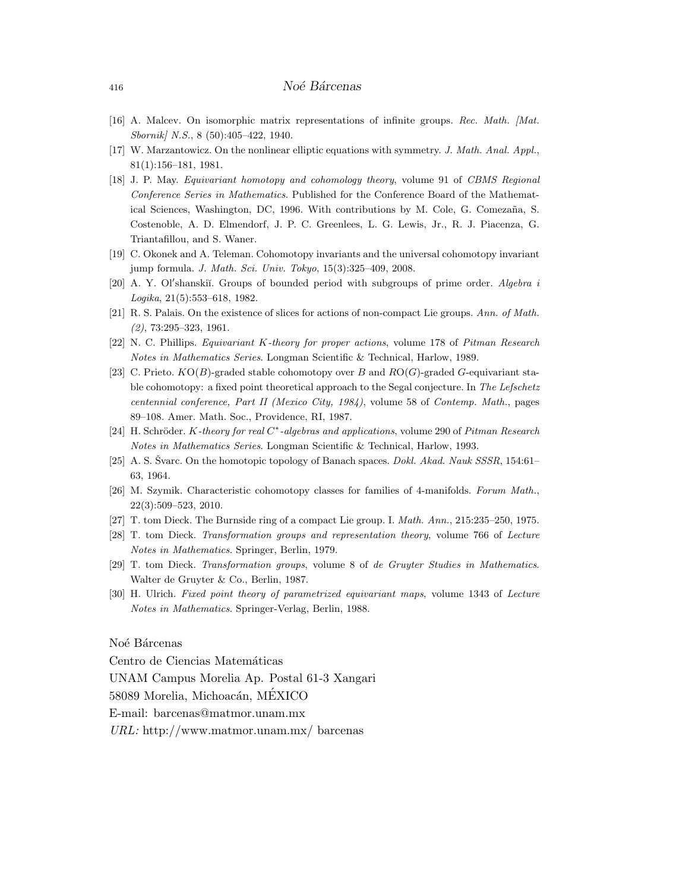[16] A. Malcev. On isomorphic matrix representations of infinite groups. *Rec. Math. [Mat. Sbornik] N.S.*, 8 (50):405–422, 1940.

[17] W. Marzantowicz. On the nonlinear elliptic equations with symmetry. *J. Math. Anal. Appl.*, 81(1):156–181, 1981.

[18] J. P. May. *Equivariant homotopy and cohomology theory*, volume 91 of *CBMS Regional Conference Series in Mathematics*. Published for the Conference Board of the Mathematical Sciences, Washington, DC, 1996. With contributions by M. Cole, G. Comezaña, S. Costenoble, A. D. Elmendorf, J. P. C. Greenlees, L. G. Lewis, Jr., R. J. Piacenza, G. Triantafillou, and S. Waner.

[19] C. Okonek and A. Teleman. Cohomotopy invariants and the universal cohomotopy invariant jump formula. *J. Math. Sci. Univ. Tokyo*, 15(3):325–409, 2008.

[20] A. Y. Ol′shanskiĭ. Groups of bounded period with subgroups of prime order. *Algebra i Logika*, 21(5):553–618, 1982.

[21] R. S. Palais. On the existence of slices for actions of non-compact Lie groups. *Ann. of Math. (2)*, 73:295–323, 1961.

[22] N. C. Phillips. *Equivariant $K$-theory for proper actions*, volume 178 of *Pitman Research Notes in Mathematics Series*. Longman Scientific & Technical, Harlow, 1989.

[23] C. Prieto. $KO(B)$-graded stable cohomotopy over $B$ and $RO(G)$-graded $G$-equivariant stable cohomotopy: a fixed point theoretical approach to the Segal conjecture. In *The Lefschetz centennial conference, Part II (Mexico City, 1984)*, volume 58 of *Contemp. Math.*, pages 89–108. Amer. Math. Soc., Providence, RI, 1987.

[24] H. Schröder. *$K$-theory for real $C^*$-algebras and applications*, volume 290 of *Pitman Research Notes in Mathematics Series*. Longman Scientific & Technical, Harlow, 1993.

[25] A. S. Švarc. On the homotopic topology of Banach spaces. *Dokl. Akad. Nauk SSSR*, 154:61–63, 1964.

[26] M. Szymik. Characteristic cohomotopy classes for families of 4-manifolds. *Forum Math.*, 22(3):509–523, 2010.

[27] T. tom Dieck. The Burnside ring of a compact Lie group. I. *Math. Ann.*, 215:235–250, 1975.

[28] T. tom Dieck. *Transformation groups and representation theory*, volume 766 of *Lecture Notes in Mathematics*. Springer, Berlin, 1979.

[29] T. tom Dieck. *Transformation groups*, volume 8 of *de Gruyter Studies in Mathematics*. Walter de Gruyter & Co., Berlin, 1987.

[30] H. Ulrich. *Fixed point theory of parametrized equivariant maps*, volume 1343 of *Lecture Notes in Mathematics*. Springer-Verlag, Berlin, 1988.

Noé Bárcenas

Centro de Ciencias Matemáticas

UNAM Campus Morelia Ap. Postal 61-3 Xangari

58089 Morelia, Michoacán, MÉXICO

E-mail: barcenas@matmor.unam.mx

*URL:* http://www.matmor.unam.mx/ barcenas